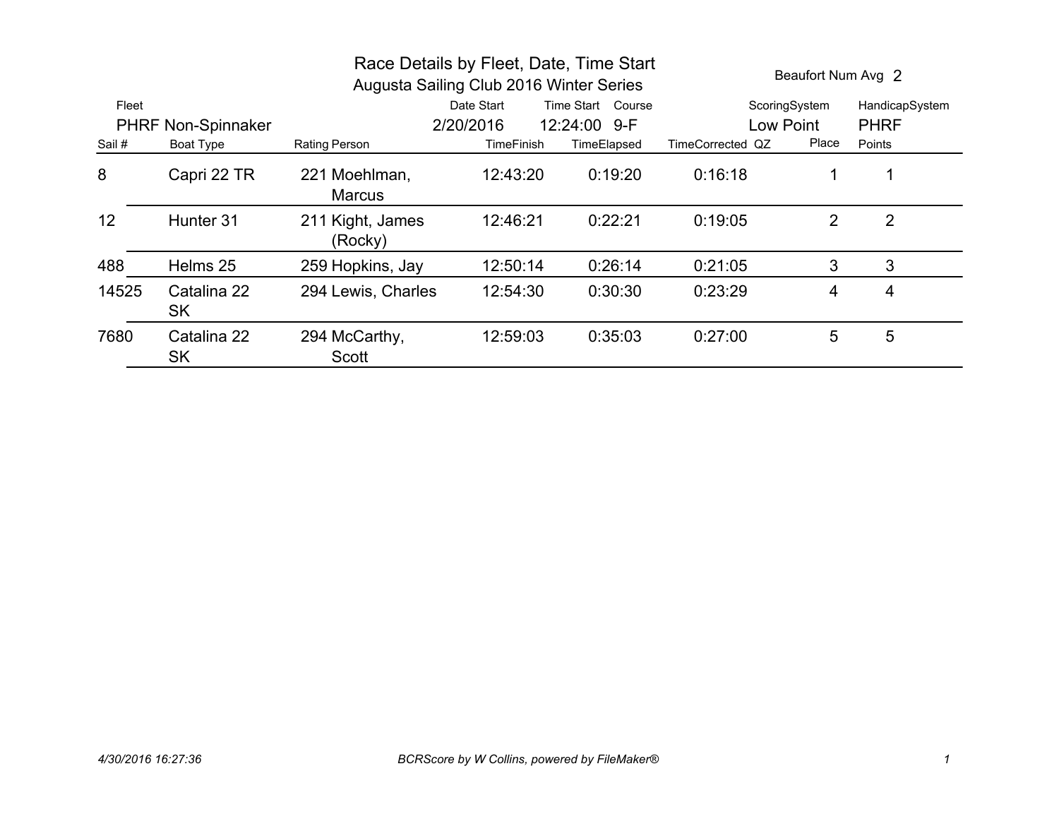# Race Details by Fleet, Date, Time Start

## Augusta Sailing Club 2016 Winter Series

Beaufort Num Avg 2

| Fleet | Date Start | Time Start | Course | ScoringSystem | HandicapSystem |
|---|---|---|---|---|---|
| PHRF Non-Spinnaker | 2/20/2016 | 12:24:00 | 9-F | Low Point | PHRF |

| Sail # | Boat Type | Rating | Person | TimeFinish | TimeElapsed | TimeCorrected | QZ | Place | Points |
|---|---|---|---|---|---|---|---|---|---|
| 8 | Capri 22 TR | 221 | Moehlman, Marcus | 12:43:20 | 0:19:20 | 0:16:18 | | 1 | 1 |
| 12 | Hunter 31 | 211 | Kight, James (Rocky) | 12:46:21 | 0:22:21 | 0:19:05 | | 2 | 2 |
| 488 | Helms 25 | 259 | Hopkins, Jay | 12:50:14 | 0:26:14 | 0:21:05 | | 3 | 3 |
| 14525 | Catalina 22 SK | 294 | Lewis, Charles | 12:54:30 | 0:30:30 | 0:23:29 | | 4 | 4 |
| 7680 | Catalina 22 SK | 294 | McCarthy, Scott | 12:59:03 | 0:35:03 | 0:27:00 | | 5 | 5 |

*4/30/2016 16:27:36* *BCRScore by W Collins, powered by FileMaker®*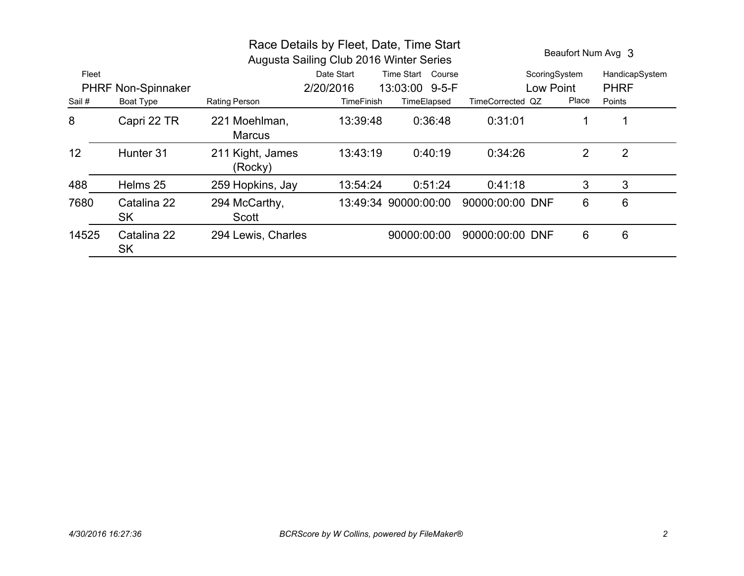# Race Details by Fleet, Date, Time Start

## Augusta Sailing Club 2016 Winter Series

Beaufort Num Avg 3

| Fleet | Date Start | Time Start | Course | ScoringSystem | HandicapSystem |
|---|---|---|---|---|---|
| PHRF Non-Spinnaker | 2/20/2016 | 13:03:00 | 9-5-F | Low Point | PHRF |

| Sail # | Boat Type | Rating | Person | TimeFinish | TimeElapsed | TimeCorrected | QZ | Place | Points |
|---|---|---|---|---|---|---|---|---|---|
| 8 | Capri 22 TR | 221 | Moehlman, Marcus | 13:39:48 | 0:36:48 | 0:31:01 | | 1 | 1 |
| 12 | Hunter 31 | 211 | Kight, James (Rocky) | 13:43:19 | 0:40:19 | 0:34:26 | | 2 | 2 |
| 488 | Helms 25 | 259 | Hopkins, Jay | 13:54:24 | 0:51:24 | 0:41:18 | | 3 | 3 |
| 7680 | Catalina 22 SK | 294 | McCarthy, Scott | 13:49:34 | 90000:00:00 | 90000:00:00 | DNF | 6 | 6 |
| 14525 | Catalina 22 SK | 294 | Lewis, Charles | | 90000:00:00 | 90000:00:00 | DNF | 6 | 6 |

*4/30/2016 16:27:36* *BCRScore by W Collins, powered by FileMaker®*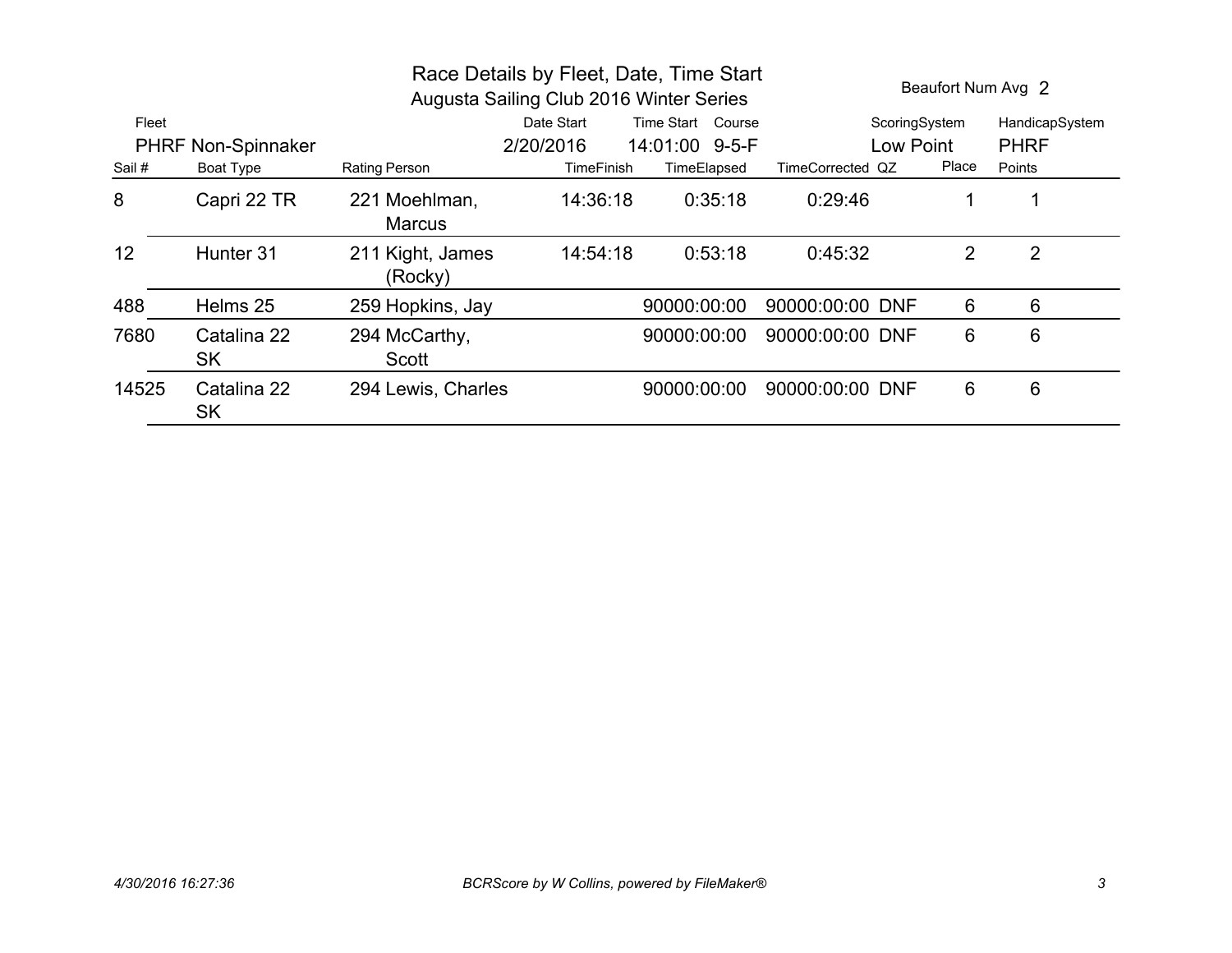# Race Details by Fleet, Date, Time Start

## Augusta Sailing Club 2016 Winter Series

Beaufort Num Avg 2

| Fleet | Date Start | Time Start | Course | ScoringSystem | HandicapSystem |
|---|---|---|---|---|---|
| PHRF Non-Spinnaker | 2/20/2016 | 14:01:00 | 9-5-F | Low Point | PHRF |

| Sail # | Boat Type | Rating | Person | TimeFinish | TimeElapsed | TimeCorrected | QZ | Place | Points |
|---|---|---|---|---|---|---|---|---|---|
| 8 | Capri 22 TR | 221 | Moehlman, Marcus | 14:36:18 | 0:35:18 | 0:29:46 | | 1 | 1 |
| 12 | Hunter 31 | 211 | Kight, James (Rocky) | 14:54:18 | 0:53:18 | 0:45:32 | | 2 | 2 |
| 488 | Helms 25 | 259 | Hopkins, Jay | | 90000:00:00 | 90000:00:00 | DNF | 6 | 6 |
| 7680 | Catalina 22 SK | 294 | McCarthy, Scott | | 90000:00:00 | 90000:00:00 | DNF | 6 | 6 |
| 14525 | Catalina 22 SK | 294 | Lewis, Charles | | 90000:00:00 | 90000:00:00 | DNF | 6 | 6 |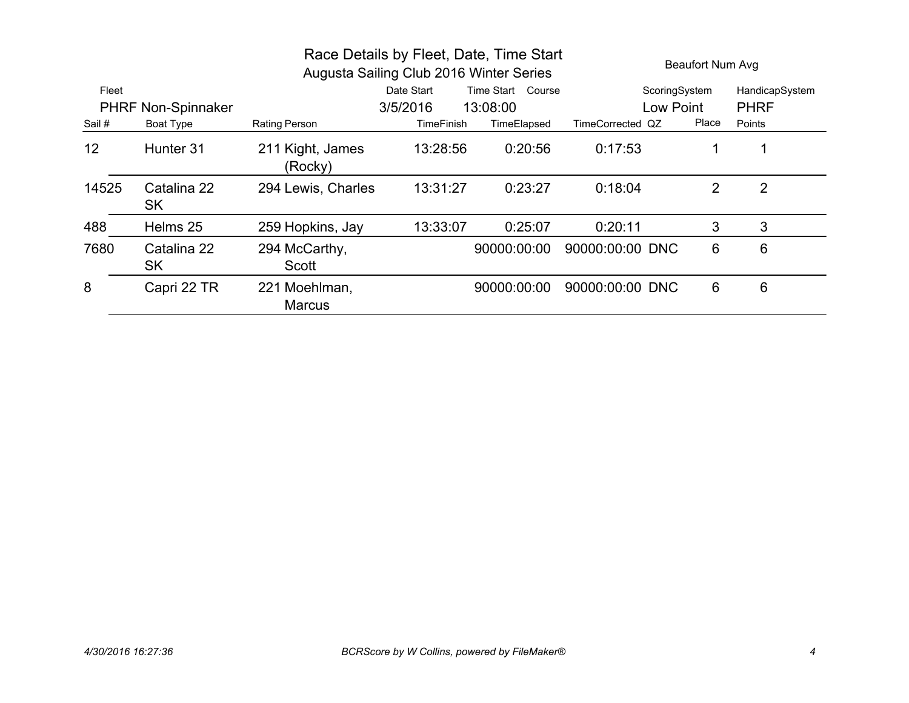# Race Details by Fleet, Date, Time Start

## Augusta Sailing Club 2016 Winter Series

Beaufort Num Avg

| Fleet | Date Start | Time Start | Course | ScoringSystem | HandicapSystem |
|---|---|---|---|---|---|
| PHRF Non-Spinnaker | 3/5/2016 | 13:08:00 | | Low Point | PHRF |

| Sail # | Boat Type | Rating | Person | TimeFinish | TimeElapsed | TimeCorrected | QZ | Place | Points |
|---|---|---|---|---|---|---|---|---|---|
| 12 | Hunter 31 | 211 | Kight, James (Rocky) | 13:28:56 | 0:20:56 | 0:17:53 | | 1 | 1 |
| 14525 | Catalina 22 SK | 294 | Lewis, Charles | 13:31:27 | 0:23:27 | 0:18:04 | | 2 | 2 |
| 488 | Helms 25 | 259 | Hopkins, Jay | 13:33:07 | 0:25:07 | 0:20:11 | | 3 | 3 |
| 7680 | Catalina 22 SK | 294 | McCarthy, Scott | | 90000:00:00 | 90000:00:00 | DNC | 6 | 6 |
| 8 | Capri 22 TR | 221 | Moehlman, Marcus | | 90000:00:00 | 90000:00:00 | DNC | 6 | 6 |

*4/30/2016 16:27:36* *BCRScore by W Collins, powered by FileMaker®*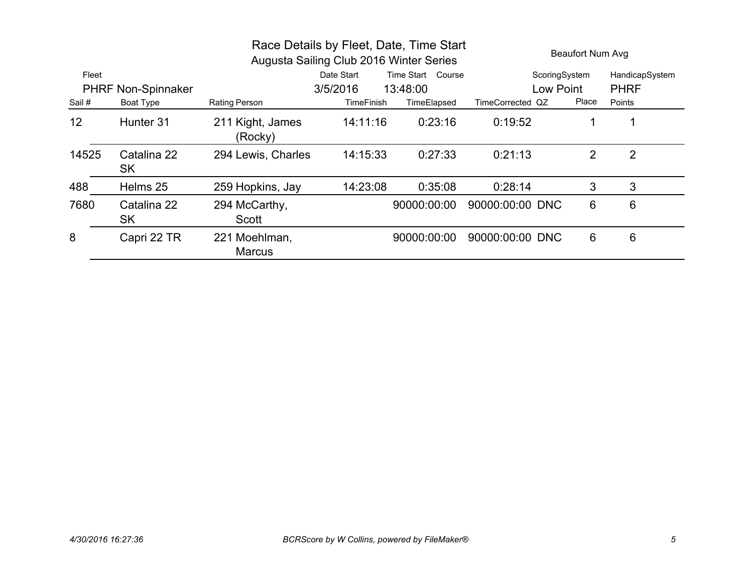# Race Details by Fleet, Date, Time Start

## Augusta Sailing Club 2016 Winter Series

Beaufort Num Avg

| Fleet | Date Start | Time Start | Course | ScoringSystem | HandicapSystem |
|---|---|---|---|---|---|
| PHRF Non-Spinnaker | 3/5/2016 | 13:48:00 | | Low Point | PHRF |

| Sail # | Boat Type | Rating | Person | TimeFinish | TimeElapsed | TimeCorrected | QZ | Place | Points |
|---|---|---|---|---|---|---|---|---|---|
| 12 | Hunter 31 | 211 | Kight, James (Rocky) | 14:11:16 | 0:23:16 | 0:19:52 | | 1 | 1 |
| 14525 | Catalina 22 SK | 294 | Lewis, Charles | 14:15:33 | 0:27:33 | 0:21:13 | | 2 | 2 |
| 488 | Helms 25 | 259 | Hopkins, Jay | 14:23:08 | 0:35:08 | 0:28:14 | | 3 | 3 |
| 7680 | Catalina 22 SK | 294 | McCarthy, Scott | | 90000:00:00 | 90000:00:00 | DNC | 6 | 6 |
| 8 | Capri 22 TR | 221 | Moehlman, Marcus | | 90000:00:00 | 90000:00:00 | DNC | 6 | 6 |

*4/30/2016 16:27:36* *BCRScore by W Collins, powered by FileMaker®*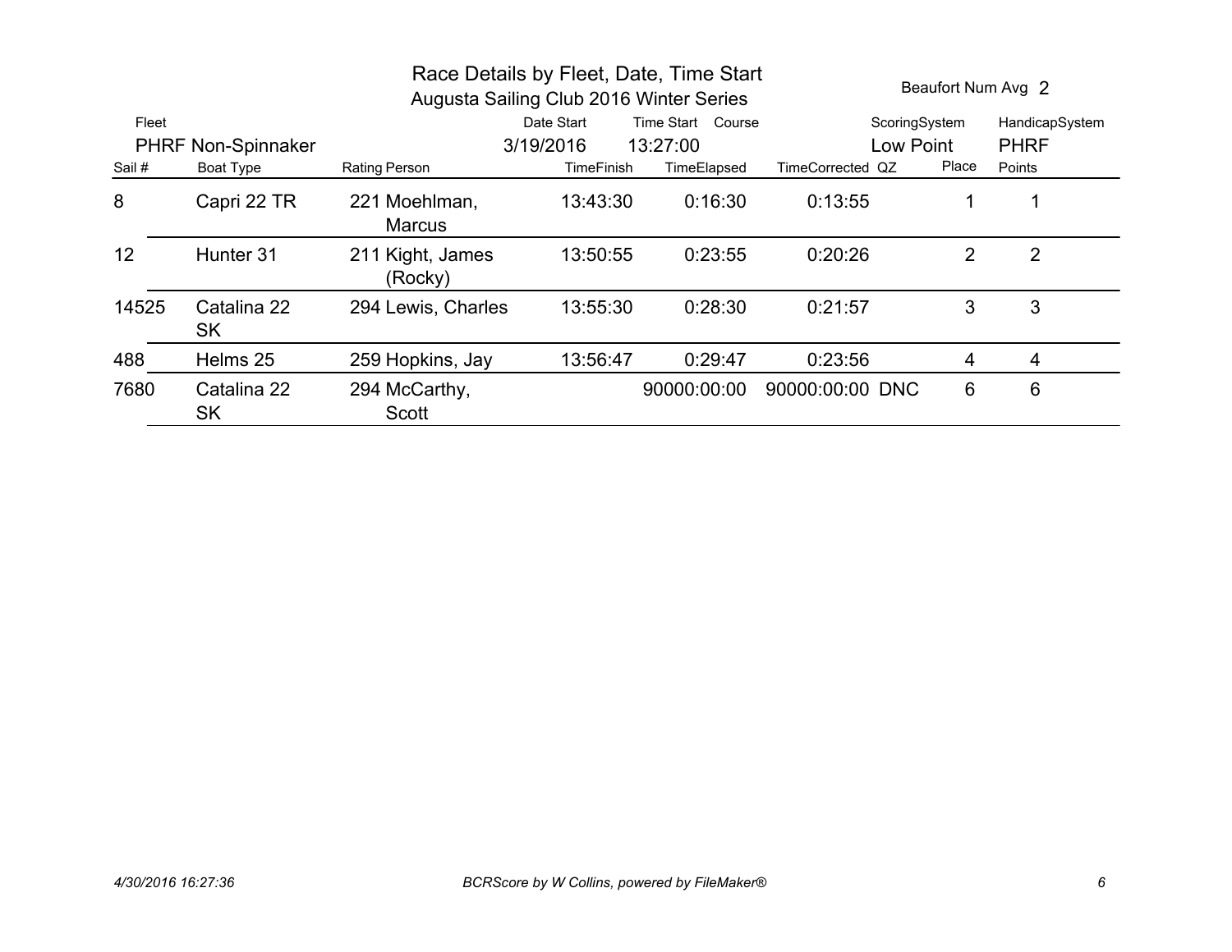# Race Details by Fleet, Date, Time Start

## Augusta Sailing Club 2016 Winter Series

Beaufort Num Avg 2

| Fleet | Date Start | Time Start | Course | ScoringSystem | HandicapSystem |
|---|---|---|---|---|---|
| PHRF Non-Spinnaker | 3/19/2016 | 13:27:00 | | Low Point | PHRF |

| Sail # | Boat Type | Rating | Person | TimeFinish | TimeElapsed | TimeCorrected | QZ | Place | Points |
|---|---|---|---|---|---|---|---|---|---|
| 8 | Capri 22 TR | 221 | Moehlman, Marcus | 13:43:30 | 0:16:30 | 0:13:55 | | 1 | 1 |
| 12 | Hunter 31 | 211 | Kight, James (Rocky) | 13:50:55 | 0:23:55 | 0:20:26 | | 2 | 2 |
| 14525 | Catalina 22 SK | 294 | Lewis, Charles | 13:55:30 | 0:28:30 | 0:21:57 | | 3 | 3 |
| 488 | Helms 25 | 259 | Hopkins, Jay | 13:56:47 | 0:29:47 | 0:23:56 | | 4 | 4 |
| 7680 | Catalina 22 SK | 294 | McCarthy, Scott | | 90000:00:00 | 90000:00:00 | DNC | 6 | 6 |

*4/30/2016 16:27:36* *BCRScore by W Collins, powered by FileMaker®*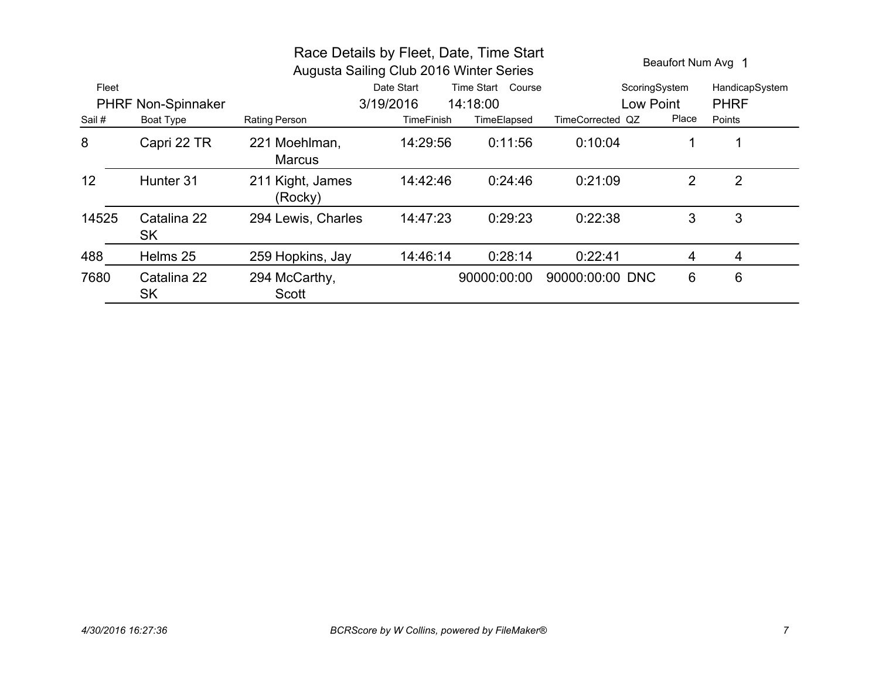# Race Details by Fleet, Date, Time Start

## Augusta Sailing Club 2016 Winter Series

Beaufort Num Avg 1

| Fleet | Date Start | Time Start | Course | ScoringSystem | HandicapSystem |
|---|---|---|---|---|---|
| PHRF Non-Spinnaker | 3/19/2016 | 14:18:00 | | Low Point | PHRF |

| Sail # | Boat Type | Rating | Person | TimeFinish | TimeElapsed | TimeCorrected | QZ | Place | Points |
|---|---|---|---|---|---|---|---|---|---|
| 8 | Capri 22 TR | 221 | Moehlman, Marcus | 14:29:56 | 0:11:56 | 0:10:04 | | 1 | 1 |
| 12 | Hunter 31 | 211 | Kight, James (Rocky) | 14:42:46 | 0:24:46 | 0:21:09 | | 2 | 2 |
| 14525 | Catalina 22 SK | 294 | Lewis, Charles | 14:47:23 | 0:29:23 | 0:22:38 | | 3 | 3 |
| 488 | Helms 25 | 259 | Hopkins, Jay | 14:46:14 | 0:28:14 | 0:22:41 | | 4 | 4 |
| 7680 | Catalina 22 SK | 294 | McCarthy, Scott | | 90000:00:00 | 90000:00:00 | DNC | 6 | 6 |

*4/30/2016 16:27:36*

*BCRScore by W Collins, powered by FileMaker®*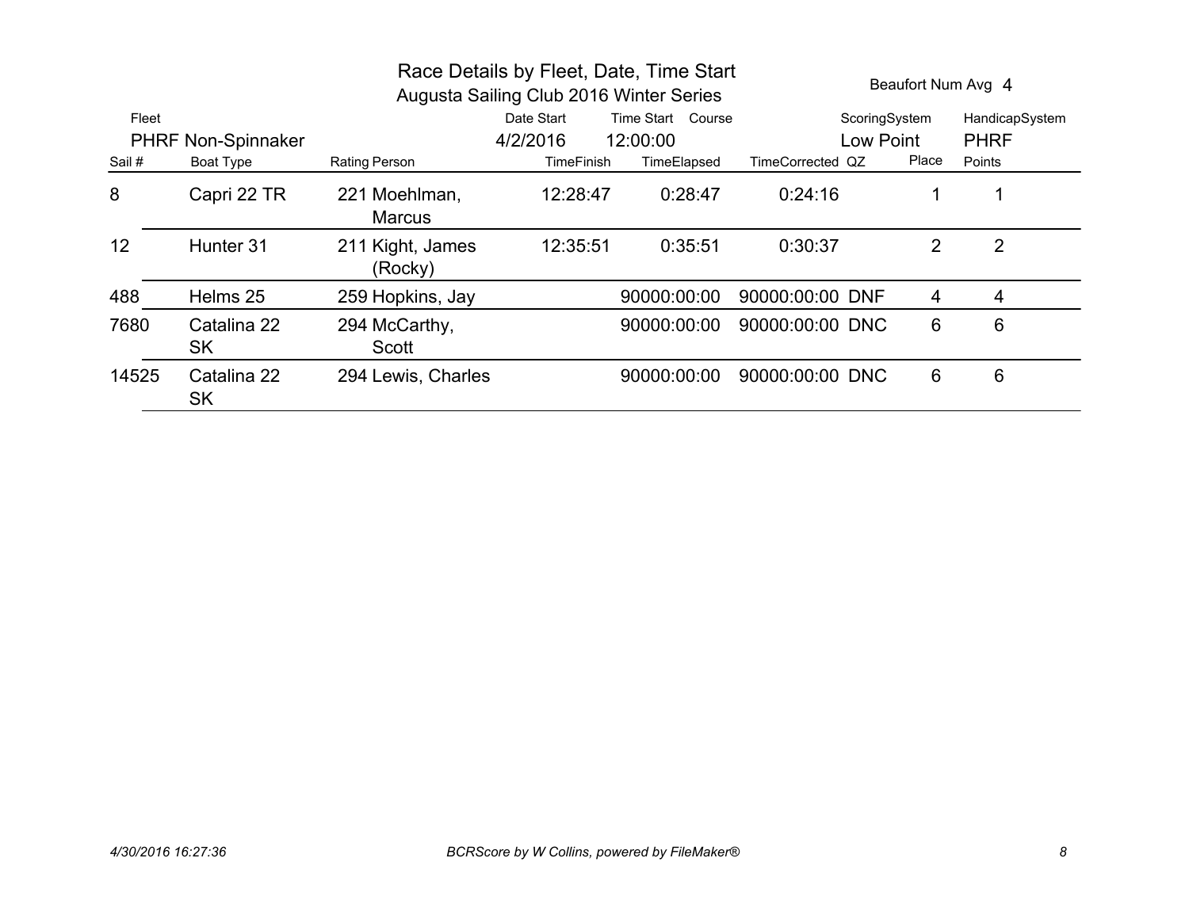# Race Details by Fleet, Date, Time Start

## Augusta Sailing Club 2016 Winter Series

Beaufort Num Avg 4

| Fleet | Date Start | Time Start | Course | ScoringSystem | HandicapSystem |
|---|---|---|---|---|---|
| PHRF Non-Spinnaker | 4/2/2016 | 12:00:00 | | Low Point | PHRF |

| Sail # | Boat Type | Rating | Person | TimeFinish | TimeElapsed | TimeCorrected | QZ | Place | Points |
|---|---|---|---|---|---|---|---|---|---|
| 8 | Capri 22 TR | 221 | Moehlman, Marcus | 12:28:47 | 0:28:47 | 0:24:16 | | 1 | 1 |
| 12 | Hunter 31 | 211 | Kight, James (Rocky) | 12:35:51 | 0:35:51 | 0:30:37 | | 2 | 2 |
| 488 | Helms 25 | 259 | Hopkins, Jay | | 90000:00:00 | 90000:00:00 | DNF | 4 | 4 |
| 7680 | Catalina 22 SK | 294 | McCarthy, Scott | | 90000:00:00 | 90000:00:00 | DNC | 6 | 6 |
| 14525 | Catalina 22 SK | 294 | Lewis, Charles | | 90000:00:00 | 90000:00:00 | DNC | 6 | 6 |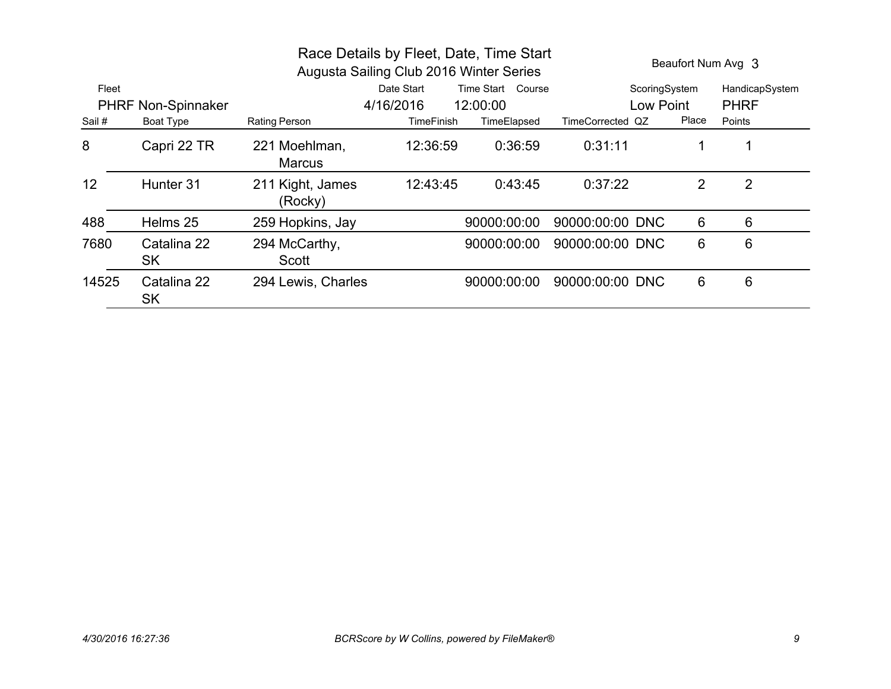# Race Details by Fleet, Date, Time Start

## Augusta Sailing Club 2016 Winter Series

Beaufort Num Avg 3

| Fleet | Date Start | Time Start | Course | ScoringSystem | HandicapSystem |
|---|---|---|---|---|---|
| PHRF Non-Spinnaker | 4/16/2016 | 12:00:00 | | Low Point | PHRF |

| Sail # | Boat Type | Rating | Person | TimeFinish | TimeElapsed | TimeCorrected | QZ | Place | Points |
|---|---|---|---|---|---|---|---|---|---|
| 8 | Capri 22 TR | 221 | Moehlman, Marcus | 12:36:59 | 0:36:59 | 0:31:11 | | 1 | 1 |
| 12 | Hunter 31 | 211 | Kight, James (Rocky) | 12:43:45 | 0:43:45 | 0:37:22 | | 2 | 2 |
| 488 | Helms 25 | 259 | Hopkins, Jay | | 90000:00:00 | 90000:00:00 | DNC | 6 | 6 |
| 7680 | Catalina 22 SK | 294 | McCarthy, Scott | | 90000:00:00 | 90000:00:00 | DNC | 6 | 6 |
| 14525 | Catalina 22 SK | 294 | Lewis, Charles | | 90000:00:00 | 90000:00:00 | DNC | 6 | 6 |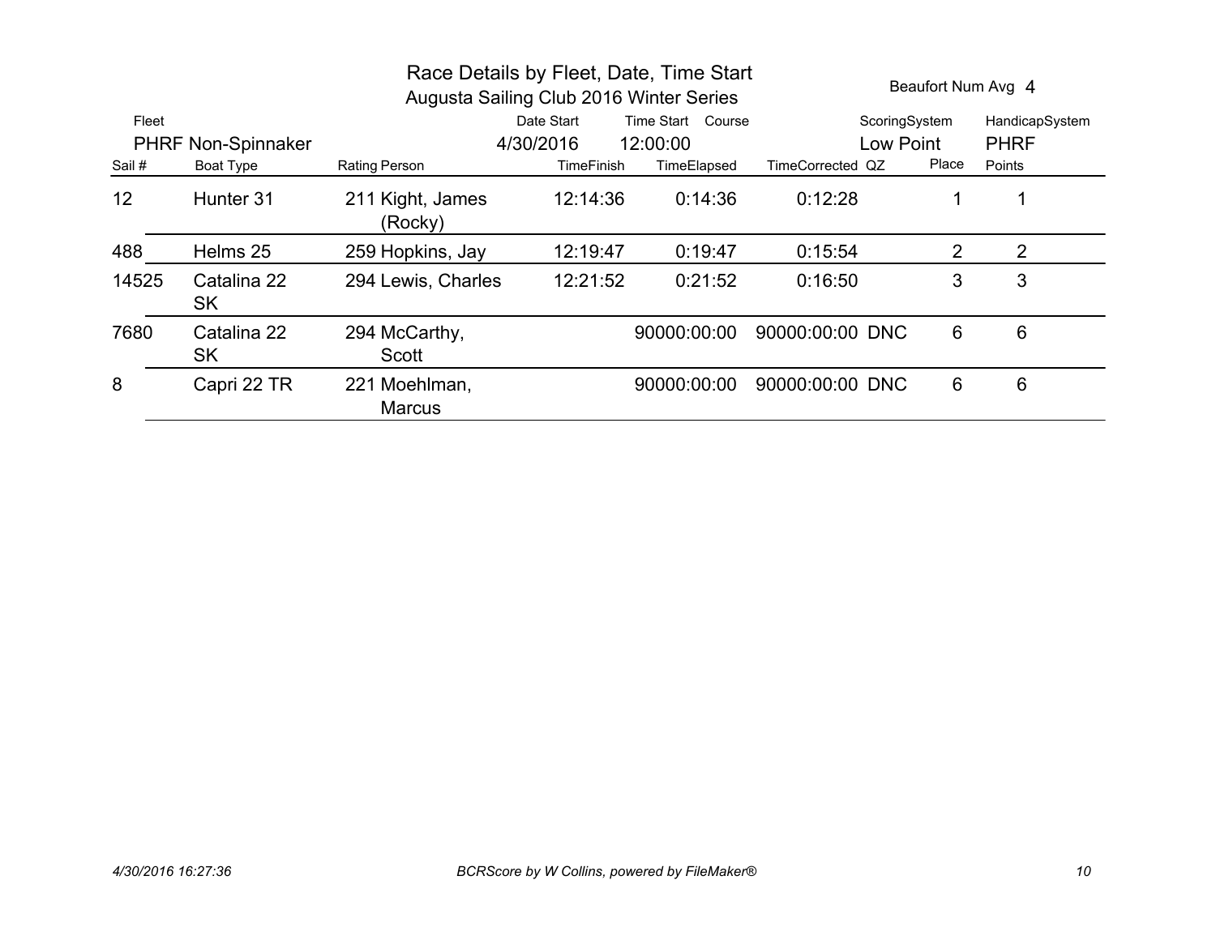# Race Details by Fleet, Date, Time Start

## Augusta Sailing Club 2016 Winter Series

Beaufort Num Avg 4

| Fleet | Date Start | Time Start | Course | ScoringSystem | HandicapSystem |
|---|---|---|---|---|---|
| PHRF Non-Spinnaker | 4/30/2016 | 12:00:00 | | Low Point | PHRF |

| Sail # | Boat Type | Rating | Person | TimeFinish | TimeElapsed | TimeCorrected | QZ | Place | Points |
|---|---|---|---|---|---|---|---|---|---|
| 12 | Hunter 31 | 211 | Kight, James (Rocky) | 12:14:36 | 0:14:36 | 0:12:28 | | 1 | 1 |
| 488 | Helms 25 | 259 | Hopkins, Jay | 12:19:47 | 0:19:47 | 0:15:54 | | 2 | 2 |
| 14525 | Catalina 22 SK | 294 | Lewis, Charles | 12:21:52 | 0:21:52 | 0:16:50 | | 3 | 3 |
| 7680 | Catalina 22 SK | 294 | McCarthy, Scott | | 90000:00:00 | 90000:00:00 | DNC | 6 | 6 |
| 8 | Capri 22 TR | 221 | Moehlman, Marcus | | 90000:00:00 | 90000:00:00 | DNC | 6 | 6 |

*4/30/2016 16:27:36* *BCRScore by W Collins, powered by FileMaker®*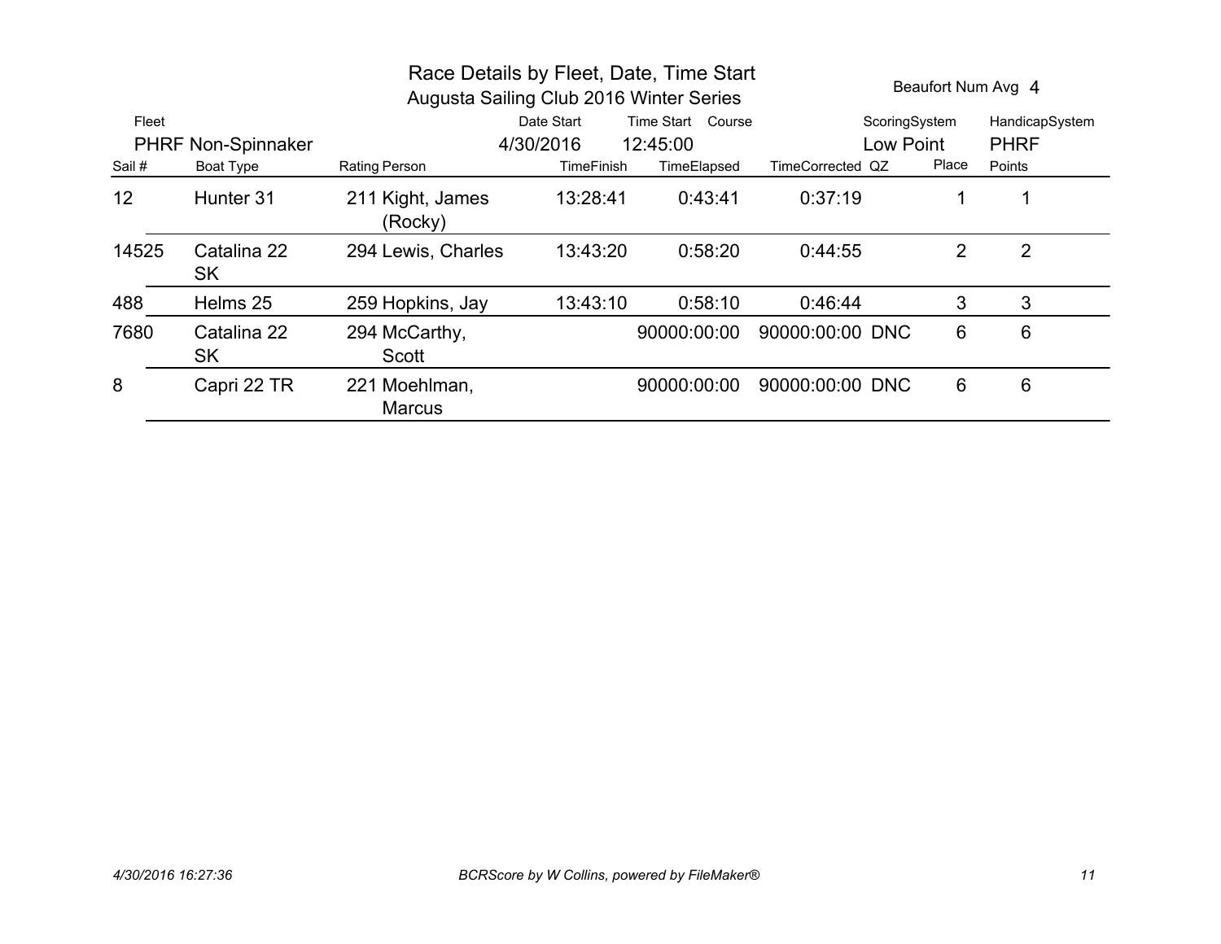# Race Details by Fleet, Date, Time Start

## Augusta Sailing Club 2016 Winter Series

Beaufort Num Avg 4

| Fleet | Date Start | Time Start | Course | ScoringSystem | HandicapSystem |
|---|---|---|---|---|---|
| PHRF Non-Spinnaker | 4/30/2016 | 12:45:00 | | Low Point | PHRF |

| Sail # | Boat Type | Rating | Person | TimeFinish | TimeElapsed | TimeCorrected | QZ | Place | Points |
|---|---|---|---|---|---|---|---|---|---|
| 12 | Hunter 31 | 211 | Kight, James (Rocky) | 13:28:41 | 0:43:41 | 0:37:19 | | 1 | 1 |
| 14525 | Catalina 22 SK | 294 | Lewis, Charles | 13:43:20 | 0:58:20 | 0:44:55 | | 2 | 2 |
| 488 | Helms 25 | 259 | Hopkins, Jay | 13:43:10 | 0:58:10 | 0:46:44 | | 3 | 3 |
| 7680 | Catalina 22 SK | 294 | McCarthy, Scott | | 90000:00:00 | 90000:00:00 | DNC | 6 | 6 |
| 8 | Capri 22 TR | 221 | Moehlman, Marcus | | 90000:00:00 | 90000:00:00 | DNC | 6 | 6 |

*4/30/2016 16:27:36* *BCRScore by W Collins, powered by FileMaker®*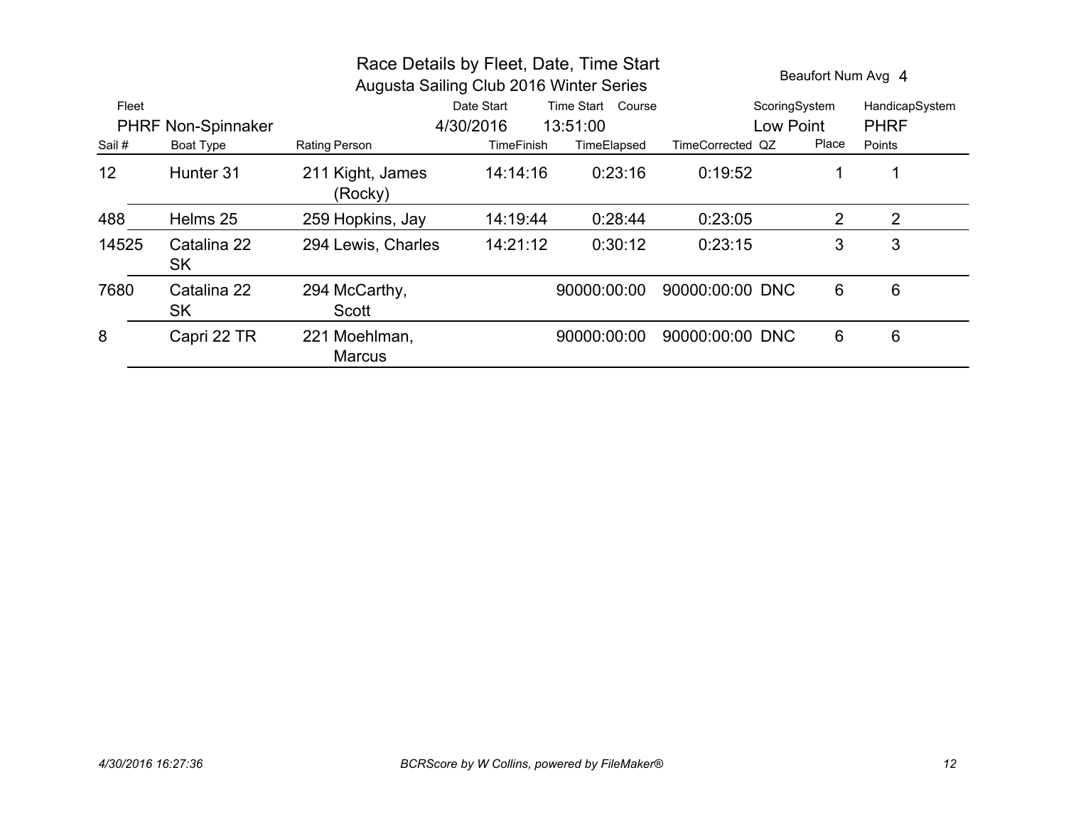# Race Details by Fleet, Date, Time Start

## Augusta Sailing Club 2016 Winter Series

Beaufort Num Avg 4

| Fleet | Date Start | Time Start | Course | ScoringSystem | HandicapSystem |
|---|---|---|---|---|---|
| PHRF Non-Spinnaker | 4/30/2016 | 13:51:00 | | Low Point | PHRF |

| Sail # | Boat Type | Rating | Person | TimeFinish | TimeElapsed | TimeCorrected | QZ | Place | Points |
|---|---|---|---|---|---|---|---|---|---|
| 12 | Hunter 31 | 211 | Kight, James (Rocky) | 14:14:16 | 0:23:16 | 0:19:52 | | 1 | 1 |
| 488 | Helms 25 | 259 | Hopkins, Jay | 14:19:44 | 0:28:44 | 0:23:05 | | 2 | 2 |
| 14525 | Catalina 22 SK | 294 | Lewis, Charles | 14:21:12 | 0:30:12 | 0:23:15 | | 3 | 3 |
| 7680 | Catalina 22 SK | 294 | McCarthy, Scott | | 90000:00:00 | 90000:00:00 | DNC | 6 | 6 |
| 8 | Capri 22 TR | 221 | Moehlman, Marcus | | 90000:00:00 | 90000:00:00 | DNC | 6 | 6 |

*4/30/2016 16:27:36* *BCRScore by W Collins, powered by FileMaker®*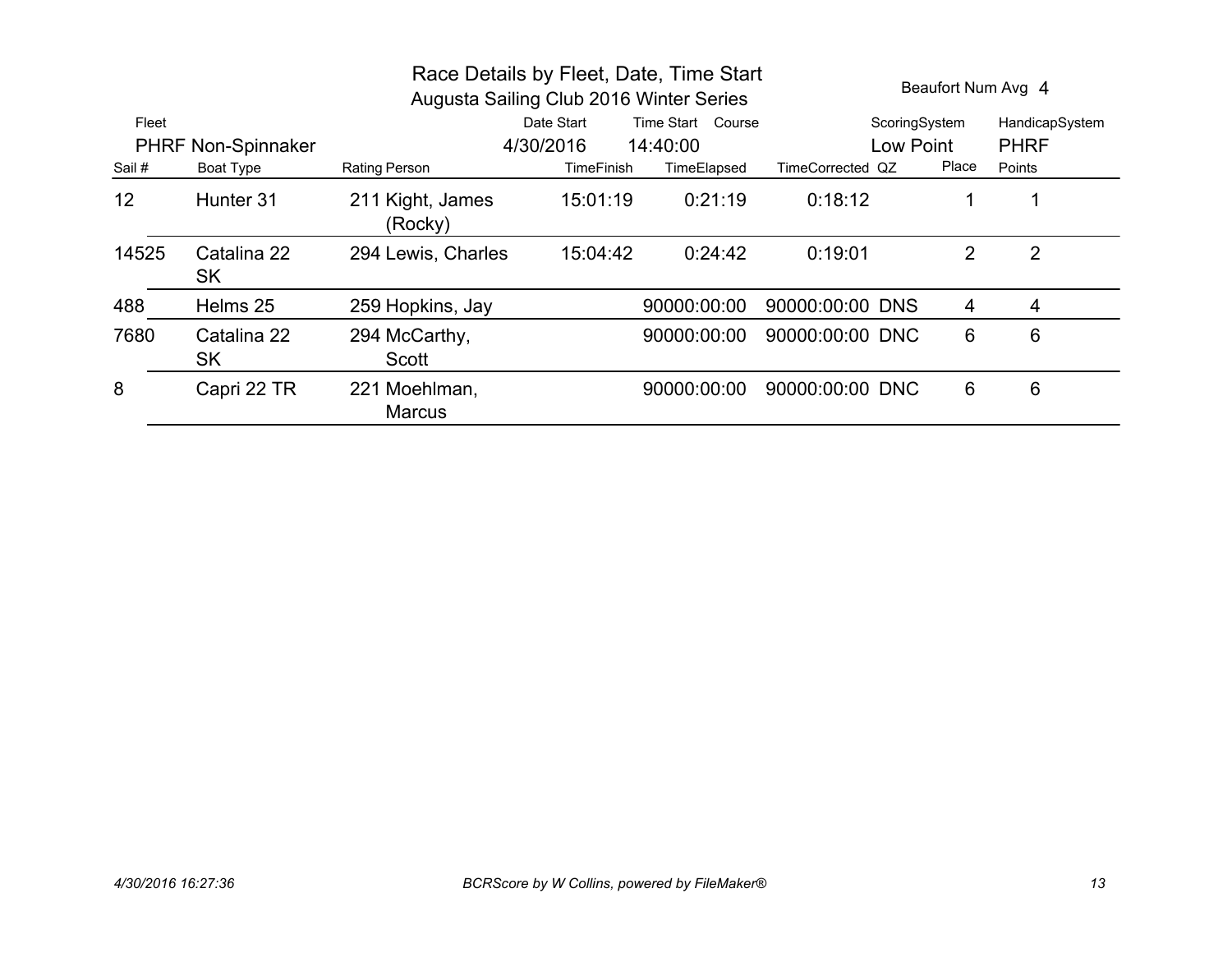# Race Details by Fleet, Date, Time Start

## Augusta Sailing Club 2016 Winter Series

Beaufort Num Avg 4

| Fleet | Date Start | Time Start | Course | ScoringSystem | HandicapSystem |
|---|---|---|---|---|---|
| PHRF Non-Spinnaker | 4/30/2016 | 14:40:00 | | Low Point | PHRF |

| Sail # | Boat Type | Rating | Person | TimeFinish | TimeElapsed | TimeCorrected | QZ | Place | Points |
|---|---|---|---|---|---|---|---|---|---|
| 12 | Hunter 31 | 211 | Kight, James (Rocky) | 15:01:19 | 0:21:19 | 0:18:12 | | 1 | 1 |
| 14525 | Catalina 22 SK | 294 | Lewis, Charles | 15:04:42 | 0:24:42 | 0:19:01 | | 2 | 2 |
| 488 | Helms 25 | 259 | Hopkins, Jay | | 90000:00:00 | 90000:00:00 | DNS | 4 | 4 |
| 7680 | Catalina 22 SK | 294 | McCarthy, Scott | | 90000:00:00 | 90000:00:00 | DNC | 6 | 6 |
| 8 | Capri 22 TR | 221 | Moehlman, Marcus | | 90000:00:00 | 90000:00:00 | DNC | 6 | 6 |

*4/30/2016 16:27:36* *BCRScore by W Collins, powered by FileMaker®*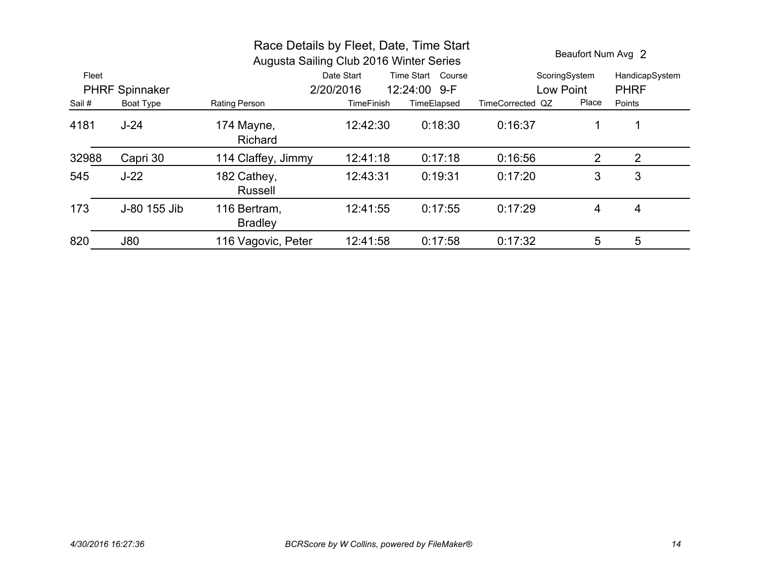# Race Details by Fleet, Date, Time Start

## Augusta Sailing Club 2016 Winter Series

Beaufort Num Avg 2

| Fleet | Date Start | Time Start | Course | ScoringSystem | HandicapSystem |
|---|---|---|---|---|---|
| PHRF Spinnaker | 2/20/2016 | 12:24:00 | 9-F | Low Point | PHRF |

| Sail # | Boat Type | Rating | Person | TimeFinish | TimeElapsed | TimeCorrected | QZ | Place | Points |
|---|---|---|---|---|---|---|---|---|---|
| 4181 | J-24 | 174 | Mayne, Richard | 12:42:30 | 0:18:30 | 0:16:37 | | 1 | 1 |
| 32988 | Capri 30 | 114 | Claffey, Jimmy | 12:41:18 | 0:17:18 | 0:16:56 | | 2 | 2 |
| 545 | J-22 | 182 | Cathey, Russell | 12:43:31 | 0:19:31 | 0:17:20 | | 3 | 3 |
| 173 | J-80 155 Jib | 116 | Bertram, Bradley | 12:41:55 | 0:17:55 | 0:17:29 | | 4 | 4 |
| 820 | J80 | 116 | Vagovic, Peter | 12:41:58 | 0:17:58 | 0:17:32 | | 5 | 5 |

*4/30/2016 16:27:36* *BCRScore by W Collins, powered by FileMaker®*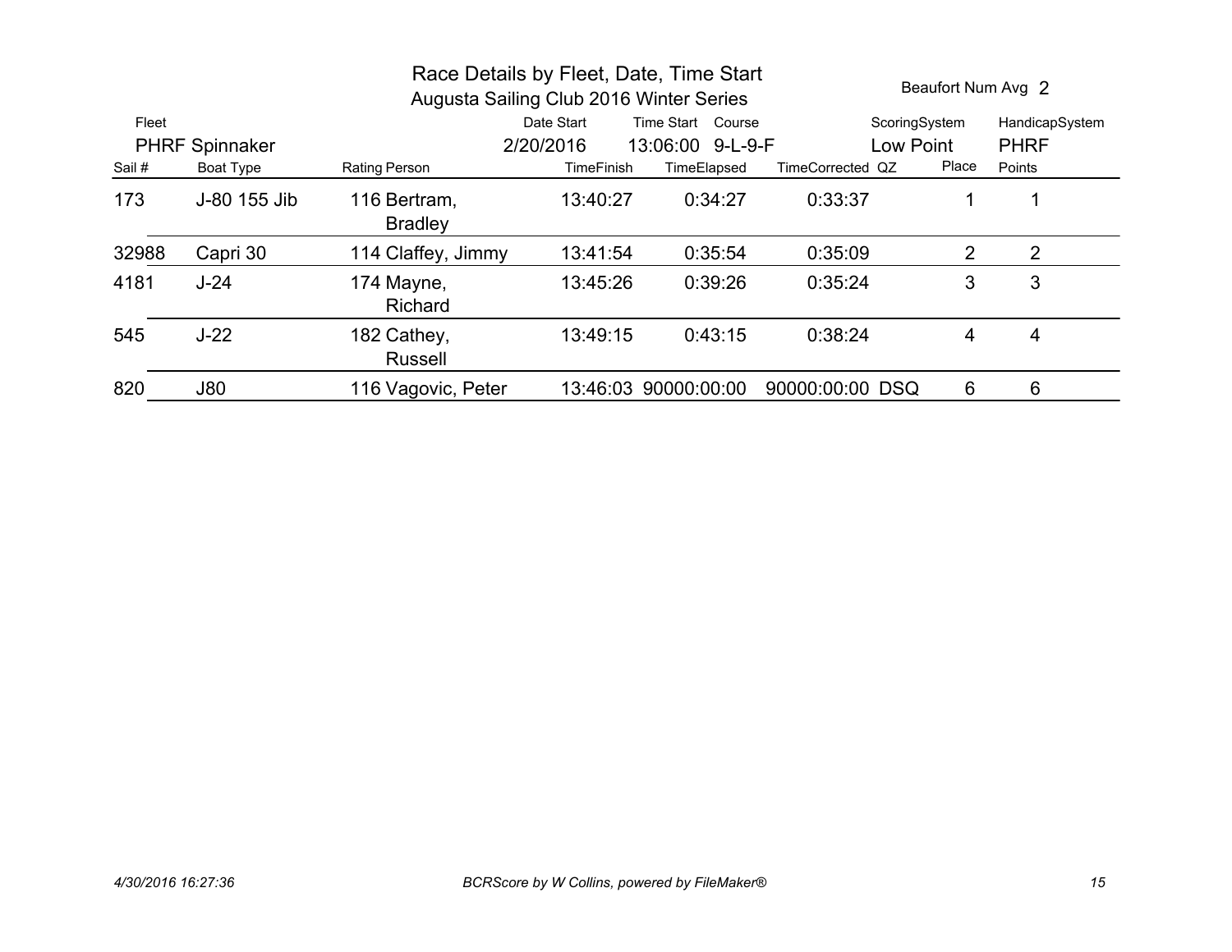# Race Details by Fleet, Date, Time Start

## Augusta Sailing Club 2016 Winter Series

Beaufort Num Avg 2

| Fleet | Date Start | Time Start | Course | ScoringSystem | HandicapSystem |
|---|---|---|---|---|---|
| PHRF Spinnaker | 2/20/2016 | 13:06:00 | 9-L-9-F | Low Point | PHRF |

| Sail # | Boat Type | Rating | Person | TimeFinish | TimeElapsed | TimeCorrected | QZ | Place | Points |
|---|---|---|---|---|---|---|---|---|---|
| 173 | J-80 155 Jib | 116 | Bertram, Bradley | 13:40:27 | 0:34:27 | 0:33:37 | | 1 | 1 |
| 32988 | Capri 30 | 114 | Claffey, Jimmy | 13:41:54 | 0:35:54 | 0:35:09 | | 2 | 2 |
| 4181 | J-24 | 174 | Mayne, Richard | 13:45:26 | 0:39:26 | 0:35:24 | | 3 | 3 |
| 545 | J-22 | 182 | Cathey, Russell | 13:49:15 | 0:43:15 | 0:38:24 | | 4 | 4 |
| 820 | J80 | 116 | Vagovic, Peter | 13:46:03 | 90000:00:00 | 90000:00:00 | DSQ | 6 | 6 |

*4/30/2016 16:27:36* *BCRScore by W Collins, powered by FileMaker®*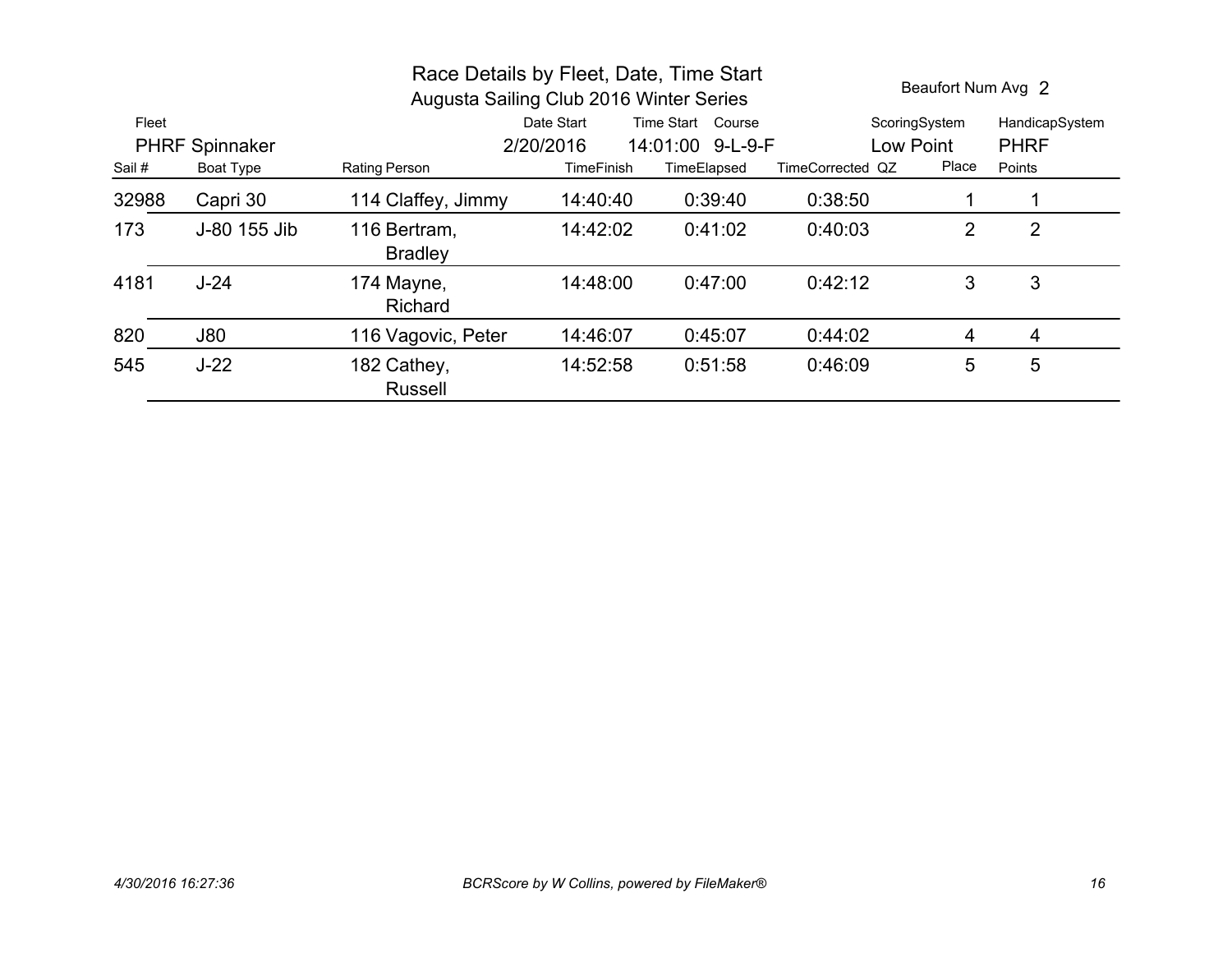# Race Details by Fleet, Date, Time Start

## Augusta Sailing Club 2016 Winter Series

Beaufort Num Avg 2

| Fleet | Date Start | Time Start | Course | ScoringSystem | HandicapSystem |
|---|---|---|---|---|---|
| PHRF Spinnaker | 2/20/2016 | 14:01:00 | 9-L-9-F | Low Point | PHRF |

| Sail # | Boat Type | Rating | Person | TimeFinish | TimeElapsed | TimeCorrected | QZ | Place | Points |
|---|---|---|---|---|---|---|---|---|---|
| 32988 | Capri 30 | 114 | Claffey, Jimmy | 14:40:40 | 0:39:40 | 0:38:50 | | 1 | 1 |
| 173 | J-80 155 Jib | 116 | Bertram, Bradley | 14:42:02 | 0:41:02 | 0:40:03 | | 2 | 2 |
| 4181 | J-24 | 174 | Mayne, Richard | 14:48:00 | 0:47:00 | 0:42:12 | | 3 | 3 |
| 820 | J80 | 116 | Vagovic, Peter | 14:46:07 | 0:45:07 | 0:44:02 | | 4 | 4 |
| 545 | J-22 | 182 | Cathey, Russell | 14:52:58 | 0:51:58 | 0:46:09 | | 5 | 5 |

*4/30/2016 16:27:36* *BCRScore by W Collins, powered by FileMaker®*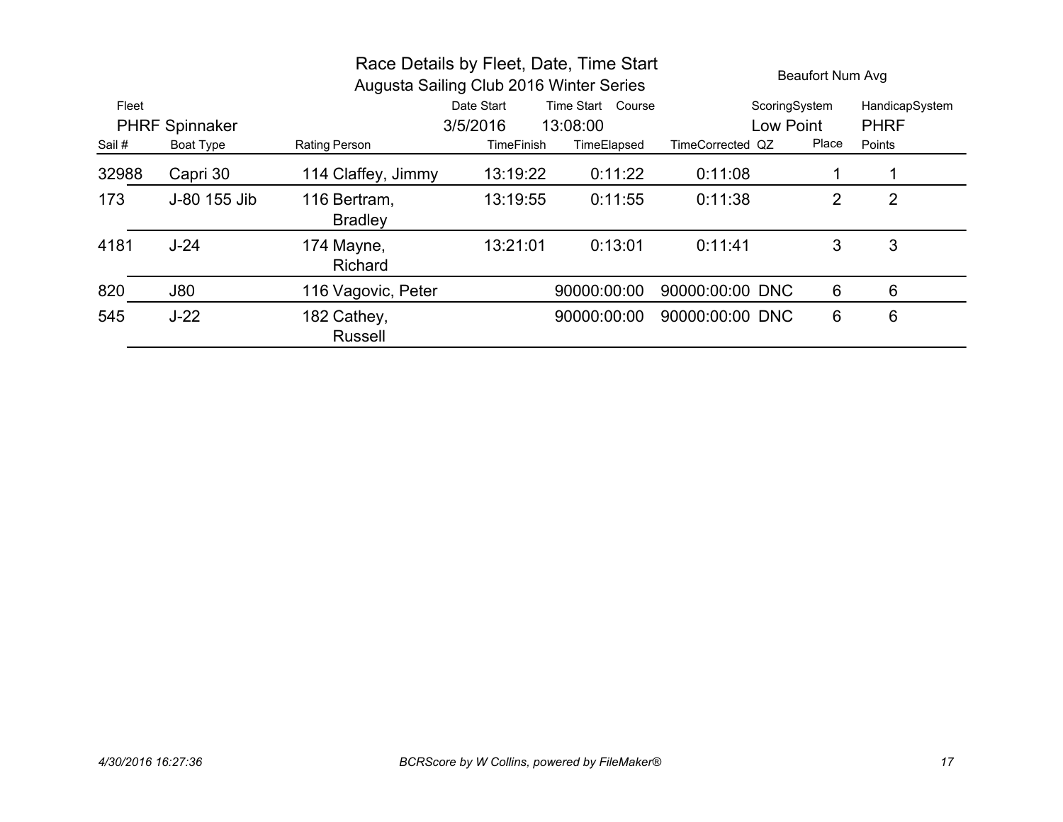# Race Details by Fleet, Date, Time Start

## Augusta Sailing Club 2016 Winter Series

Beaufort Num Avg

| Fleet | Date Start | Time Start | Course | ScoringSystem | HandicapSystem |
|---|---|---|---|---|---|
| PHRF Spinnaker | 3/5/2016 | 13:08:00 | | Low Point | PHRF |

| Sail # | Boat Type | Rating | Person | TimeFinish | TimeElapsed | TimeCorrected | QZ | Place | Points |
|---|---|---|---|---|---|---|---|---|---|
| 32988 | Capri 30 | 114 | Claffey, Jimmy | 13:19:22 | 0:11:22 | 0:11:08 | | 1 | 1 |
| 173 | J-80 155 Jib | 116 | Bertram, Bradley | 13:19:55 | 0:11:55 | 0:11:38 | | 2 | 2 |
| 4181 | J-24 | 174 | Mayne, Richard | 13:21:01 | 0:13:01 | 0:11:41 | | 3 | 3 |
| 820 | J80 | 116 | Vagovic, Peter | | 90000:00:00 | 90000:00:00 | DNC | 6 | 6 |
| 545 | J-22 | 182 | Cathey, Russell | | 90000:00:00 | 90000:00:00 | DNC | 6 | 6 |

*4/30/2016 16:27:36* — *BCRScore by W Collins, powered by FileMaker®*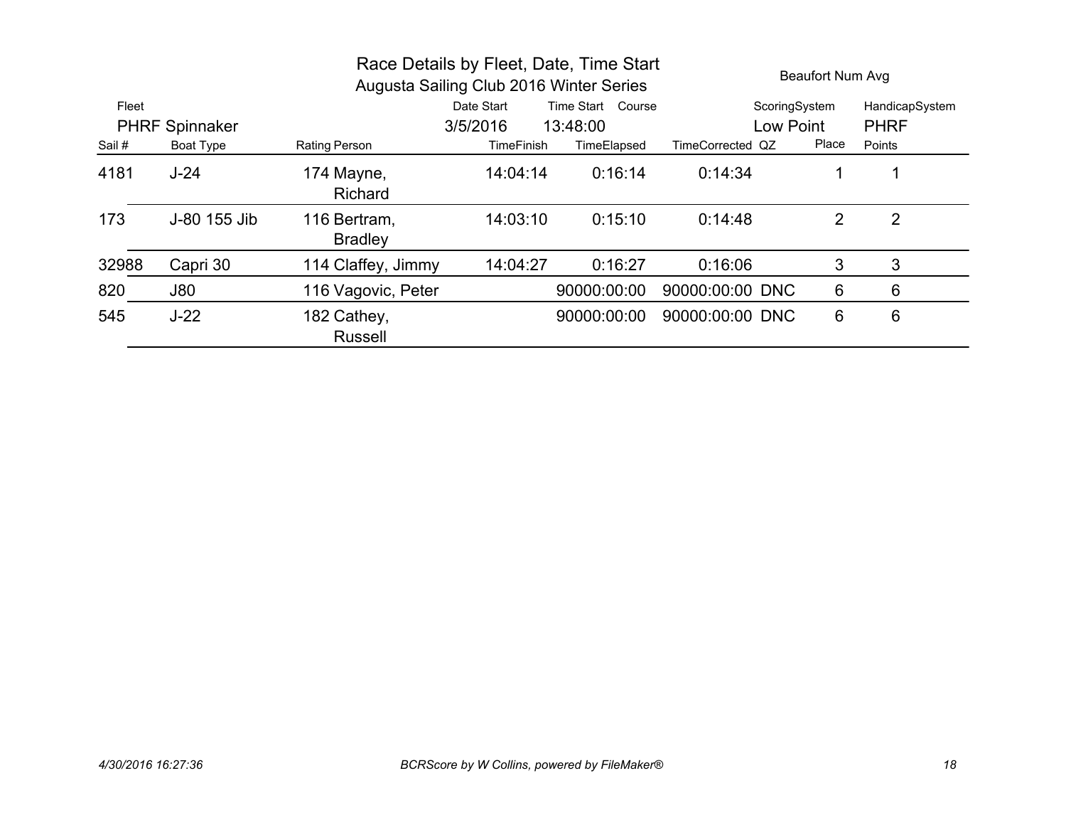# Race Details by Fleet, Date, Time Start

## Augusta Sailing Club 2016 Winter Series

Beaufort Num Avg

| Fleet | Date Start | Time Start | Course | ScoringSystem | HandicapSystem |
|---|---|---|---|---|---|
| PHRF Spinnaker | 3/5/2016 | 13:48:00 | | Low Point | PHRF |

| Sail # | Boat Type | Rating | Person | TimeFinish | TimeElapsed | TimeCorrected | QZ | Place | Points |
|---|---|---|---|---|---|---|---|---|---|
| 4181 | J-24 | 174 | Mayne, Richard | 14:04:14 | 0:16:14 | 0:14:34 | | 1 | 1 |
| 173 | J-80 155 Jib | 116 | Bertram, Bradley | 14:03:10 | 0:15:10 | 0:14:48 | | 2 | 2 |
| 32988 | Capri 30 | 114 | Claffey, Jimmy | 14:04:27 | 0:16:27 | 0:16:06 | | 3 | 3 |
| 820 | J80 | 116 | Vagovic, Peter | | 90000:00:00 | 90000:00:00 | DNC | 6 | 6 |
| 545 | J-22 | 182 | Cathey, Russell | | 90000:00:00 | 90000:00:00 | DNC | 6 | 6 |

*4/30/2016 16:27:36* *BCRScore by W Collins, powered by FileMaker®*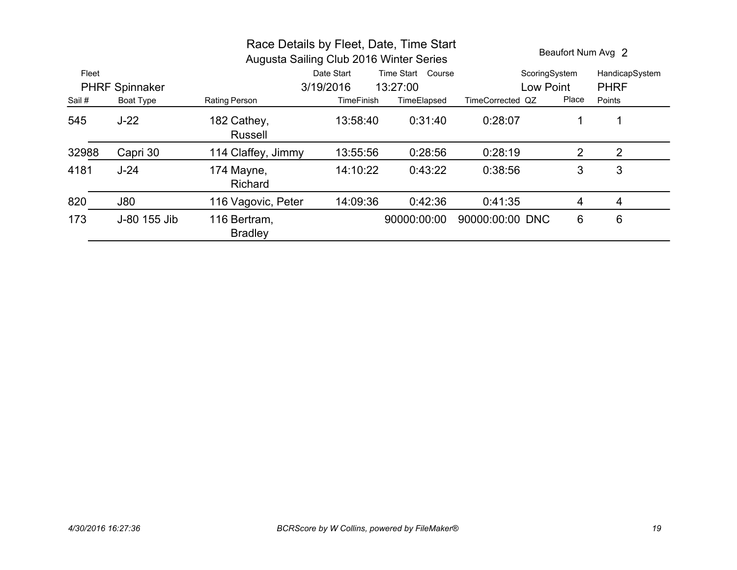# Race Details by Fleet, Date, Time Start

## Augusta Sailing Club 2016 Winter Series

Beaufort Num Avg 2

| Fleet | Date Start | Time Start | Course | ScoringSystem | HandicapSystem |
|---|---|---|---|---|---|
| PHRF Spinnaker | 3/19/2016 | 13:27:00 | | Low Point | PHRF |

| Sail # | Boat Type | Rating | Person | TimeFinish | TimeElapsed | TimeCorrected | QZ | Place | Points |
|---|---|---|---|---|---|---|---|---|---|
| 545 | J-22 | 182 | Cathey, Russell | 13:58:40 | 0:31:40 | 0:28:07 | | 1 | 1 |
| 32988 | Capri 30 | 114 | Claffey, Jimmy | 13:55:56 | 0:28:56 | 0:28:19 | | 2 | 2 |
| 4181 | J-24 | 174 | Mayne, Richard | 14:10:22 | 0:43:22 | 0:38:56 | | 3 | 3 |
| 820 | J80 | 116 | Vagovic, Peter | 14:09:36 | 0:42:36 | 0:41:35 | | 4 | 4 |
| 173 | J-80 155 Jib | 116 | Bertram, Bradley | | 90000:00:00 | 90000:00:00 | DNC | 6 | 6 |

*4/30/2016 16:27:36* *BCRScore by W Collins, powered by FileMaker®*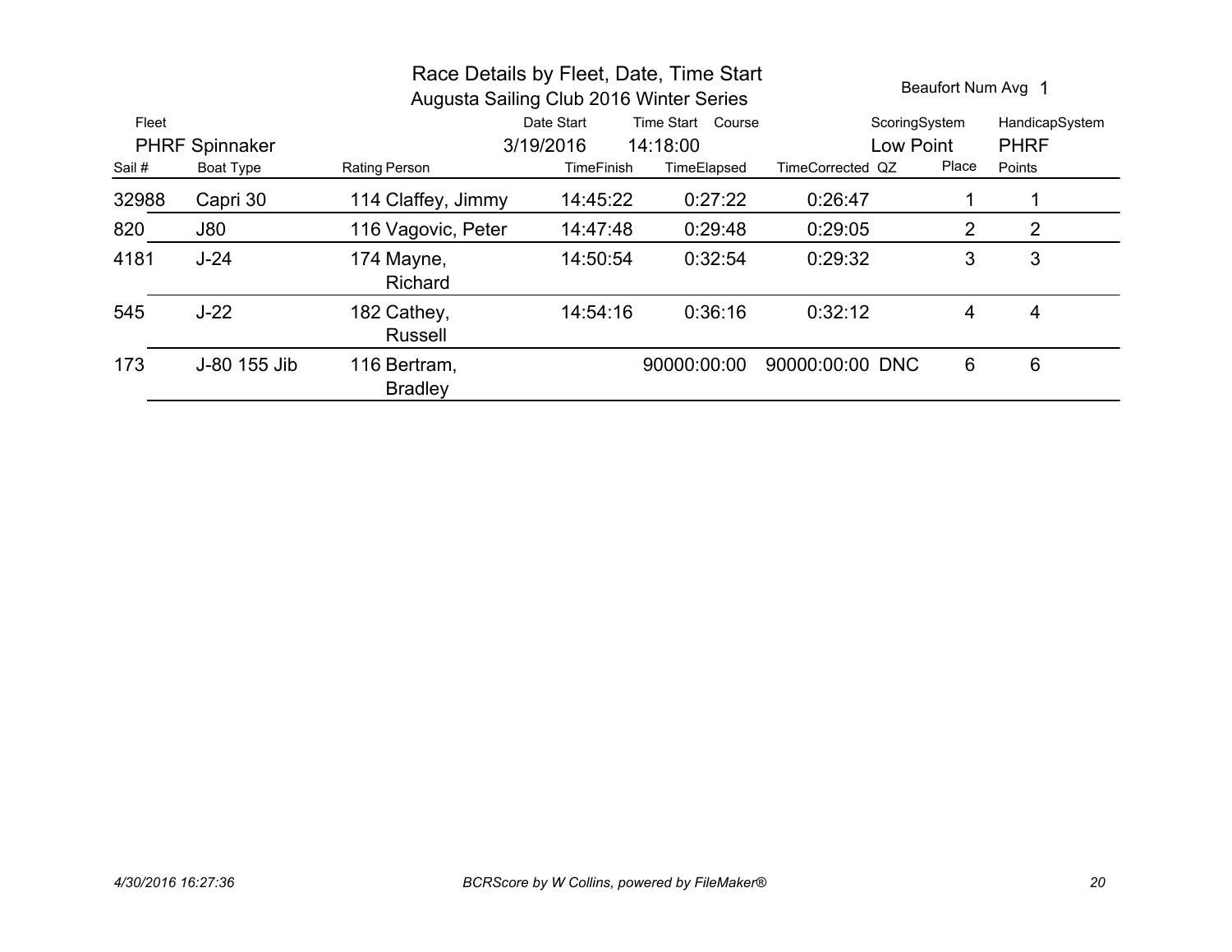# Race Details by Fleet, Date, Time Start

## Augusta Sailing Club 2016 Winter Series

Beaufort Num Avg 1

| Fleet | Date Start | Time Start | Course | ScoringSystem | HandicapSystem |
|---|---|---|---|---|---|
| PHRF Spinnaker | 3/19/2016 | 14:18:00 | | Low Point | PHRF |

| Sail # | Boat Type | Rating | Person | TimeFinish | TimeElapsed | TimeCorrected | QZ | Place | Points |
|---|---|---|---|---|---|---|---|---|---|
| 32988 | Capri 30 | 114 | Claffey, Jimmy | 14:45:22 | 0:27:22 | 0:26:47 | | 1 | 1 |
| 820 | J80 | 116 | Vagovic, Peter | 14:47:48 | 0:29:48 | 0:29:05 | | 2 | 2 |
| 4181 | J-24 | 174 | Mayne, Richard | 14:50:54 | 0:32:54 | 0:29:32 | | 3 | 3 |
| 545 | J-22 | 182 | Cathey, Russell | 14:54:16 | 0:36:16 | 0:32:12 | | 4 | 4 |
| 173 | J-80 155 Jib | 116 | Bertram, Bradley | | 90000:00:00 | 90000:00:00 | DNC | 6 | 6 |

*4/30/2016 16:27:36* *BCRScore by W Collins, powered by FileMaker®*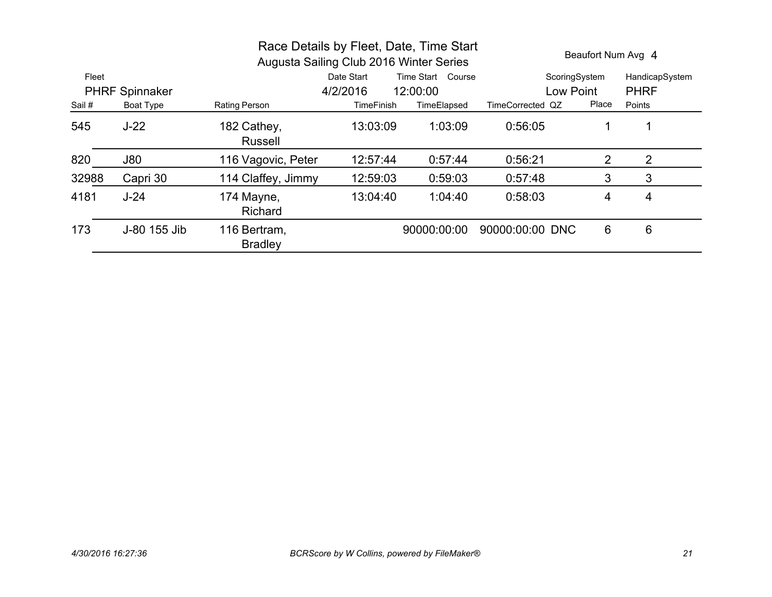# Race Details by Fleet, Date, Time Start

## Augusta Sailing Club 2016 Winter Series

Beaufort Num Avg 4

| Fleet | Date Start | Time Start | Course | ScoringSystem | HandicapSystem |
|---|---|---|---|---|---|
| PHRF Spinnaker | 4/2/2016 | 12:00:00 | | Low Point | PHRF |

| Sail # | Boat Type | Rating | Person | TimeFinish | TimeElapsed | TimeCorrected | QZ | Place | Points |
|---|---|---|---|---|---|---|---|---|---|
| 545 | J-22 | 182 | Cathey, Russell | 13:03:09 | 1:03:09 | 0:56:05 | | 1 | 1 |
| 820 | J80 | 116 | Vagovic, Peter | 12:57:44 | 0:57:44 | 0:56:21 | | 2 | 2 |
| 32988 | Capri 30 | 114 | Claffey, Jimmy | 12:59:03 | 0:59:03 | 0:57:48 | | 3 | 3 |
| 4181 | J-24 | 174 | Mayne, Richard | 13:04:40 | 1:04:40 | 0:58:03 | | 4 | 4 |
| 173 | J-80 155 Jib | 116 | Bertram, Bradley | | 90000:00:00 | 90000:00:00 | DNC | 6 | 6 |

*4/30/2016 16:27:36*

*BCRScore by W Collins, powered by FileMaker®*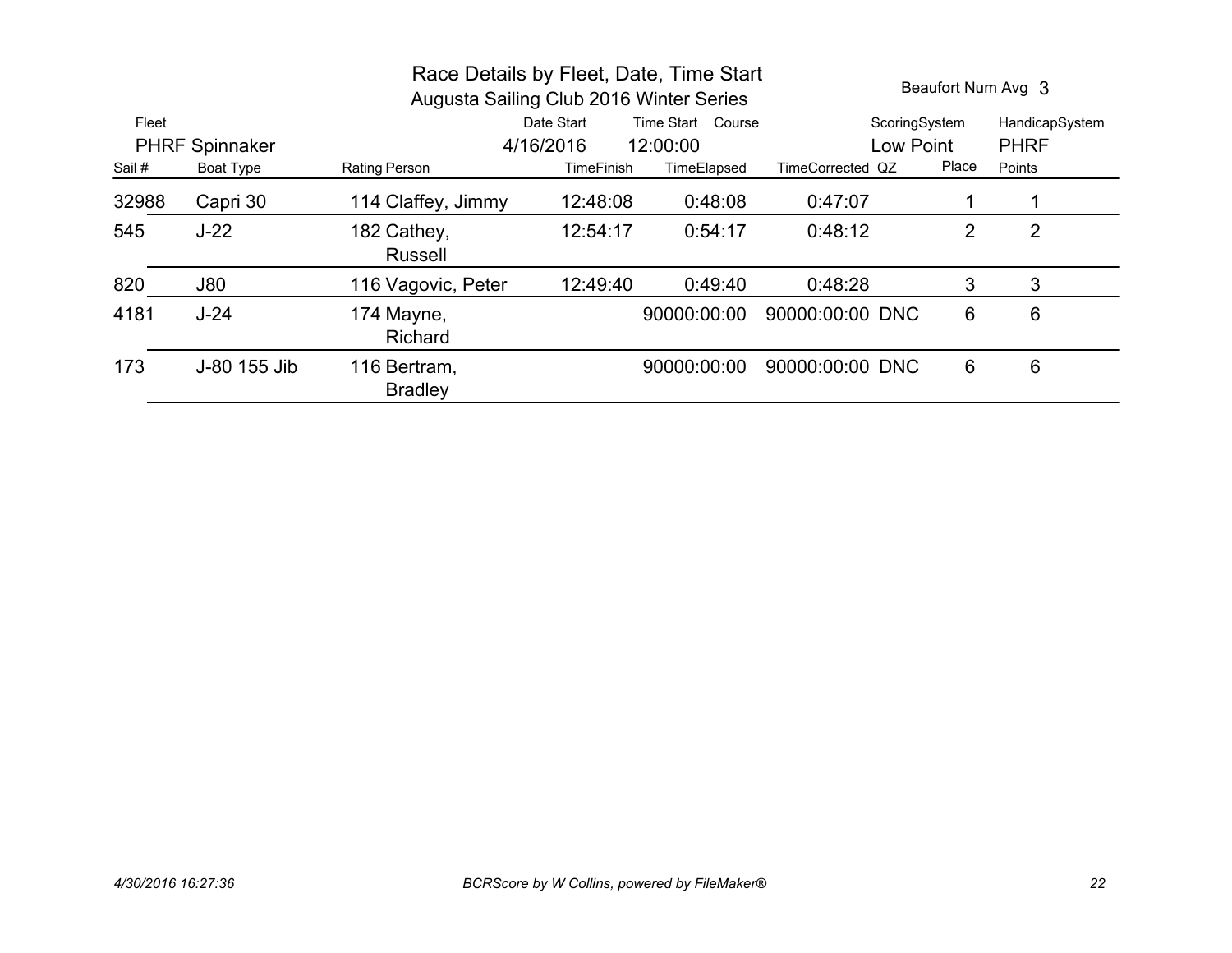# Race Details by Fleet, Date, Time Start

## Augusta Sailing Club 2016 Winter Series

Beaufort Num Avg 3

| Fleet | Date Start | Time Start | Course | ScoringSystem | HandicapSystem |
|---|---|---|---|---|---|
| PHRF Spinnaker | 4/16/2016 | 12:00:00 | | Low Point | PHRF |

| Sail # | Boat Type | Rating | Person | TimeFinish | TimeElapsed | TimeCorrected | QZ | Place | Points |
|---|---|---|---|---|---|---|---|---|---|
| 32988 | Capri 30 | 114 | Claffey, Jimmy | 12:48:08 | 0:48:08 | 0:47:07 | | 1 | 1 |
| 545 | J-22 | 182 | Cathey, Russell | 12:54:17 | 0:54:17 | 0:48:12 | | 2 | 2 |
| 820 | J80 | 116 | Vagovic, Peter | 12:49:40 | 0:49:40 | 0:48:28 | | 3 | 3 |
| 4181 | J-24 | 174 | Mayne, Richard | | 90000:00:00 | 90000:00:00 | DNC | 6 | 6 |
| 173 | J-80 155 Jib | 116 | Bertram, Bradley | | 90000:00:00 | 90000:00:00 | DNC | 6 | 6 |

*4/30/2016 16:27:36* — *BCRScore by W Collins, powered by FileMaker®*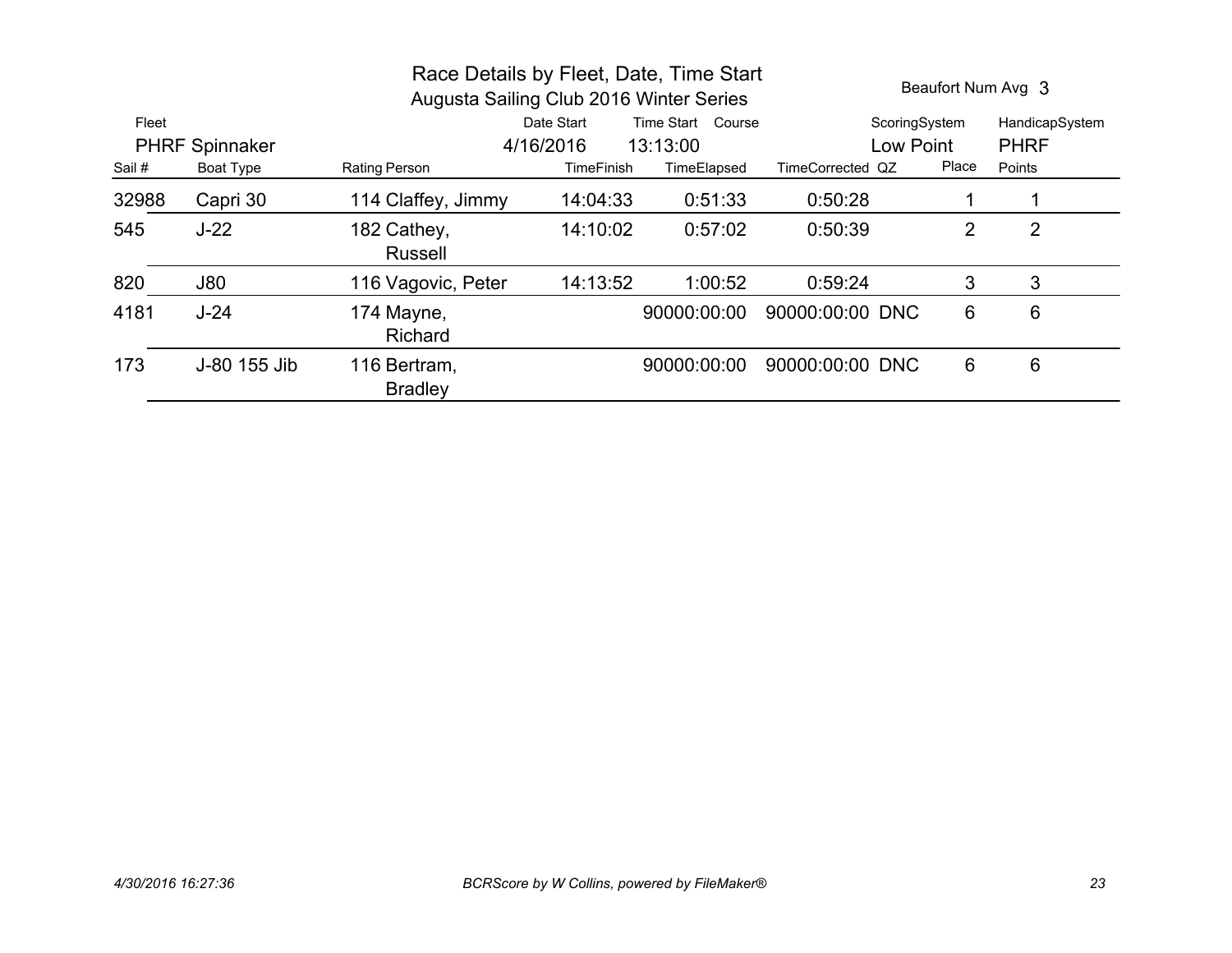# Race Details by Fleet, Date, Time Start

## Augusta Sailing Club 2016 Winter Series

Beaufort Num Avg 3

| Fleet | Date Start | Time Start | Course | ScoringSystem | HandicapSystem |
|---|---|---|---|---|---|
| PHRF Spinnaker | 4/16/2016 | 13:13:00 | | Low Point | PHRF |

| Sail # | Boat Type | Rating | Person | TimeFinish | TimeElapsed | TimeCorrected | QZ | Place | Points |
|---|---|---|---|---|---|---|---|---|---|
| 32988 | Capri 30 | 114 | Claffey, Jimmy | 14:04:33 | 0:51:33 | 0:50:28 | | 1 | 1 |
| 545 | J-22 | 182 | Cathey, Russell | 14:10:02 | 0:57:02 | 0:50:39 | | 2 | 2 |
| 820 | J80 | 116 | Vagovic, Peter | 14:13:52 | 1:00:52 | 0:59:24 | | 3 | 3 |
| 4181 | J-24 | 174 | Mayne, Richard | | 90000:00:00 | 90000:00:00 | DNC | 6 | 6 |
| 173 | J-80 155 Jib | 116 | Bertram, Bradley | | 90000:00:00 | 90000:00:00 | DNC | 6 | 6 |

*4/30/2016 16:27:36*

*BCRScore by W Collins, powered by FileMaker®*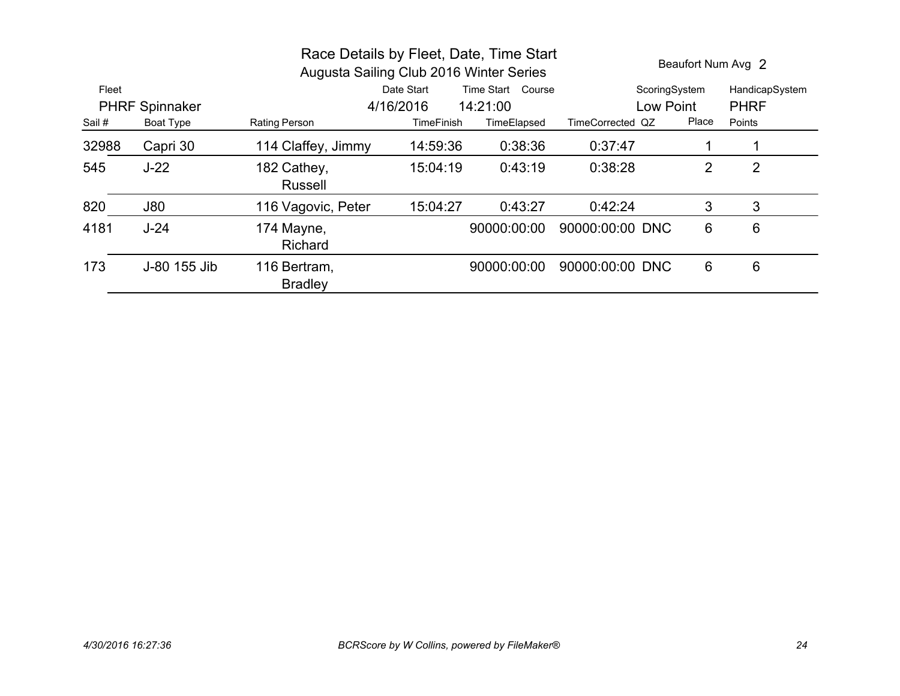# Race Details by Fleet, Date, Time Start

## Augusta Sailing Club 2016 Winter Series

Beaufort Num Avg 2

| Fleet | Date Start | Time Start | Course | ScoringSystem | HandicapSystem |
|---|---|---|---|---|---|
| PHRF Spinnaker | 4/16/2016 | 14:21:00 | | Low Point | PHRF |

| Sail # | Boat Type | Rating | Person | TimeFinish | TimeElapsed | TimeCorrected | QZ | Place | Points |
|---|---|---|---|---|---|---|---|---|---|
| 32988 | Capri 30 | 114 | Claffey, Jimmy | 14:59:36 | 0:38:36 | 0:37:47 | | 1 | 1 |
| 545 | J-22 | 182 | Cathey, Russell | 15:04:19 | 0:43:19 | 0:38:28 | | 2 | 2 |
| 820 | J80 | 116 | Vagovic, Peter | 15:04:27 | 0:43:27 | 0:42:24 | | 3 | 3 |
| 4181 | J-24 | 174 | Mayne, Richard | | 90000:00:00 | 90000:00:00 | DNC | 6 | 6 |
| 173 | J-80 155 Jib | 116 | Bertram, Bradley | | 90000:00:00 | 90000:00:00 | DNC | 6 | 6 |

*4/30/2016 16:27:36* *BCRScore by W Collins, powered by FileMaker®*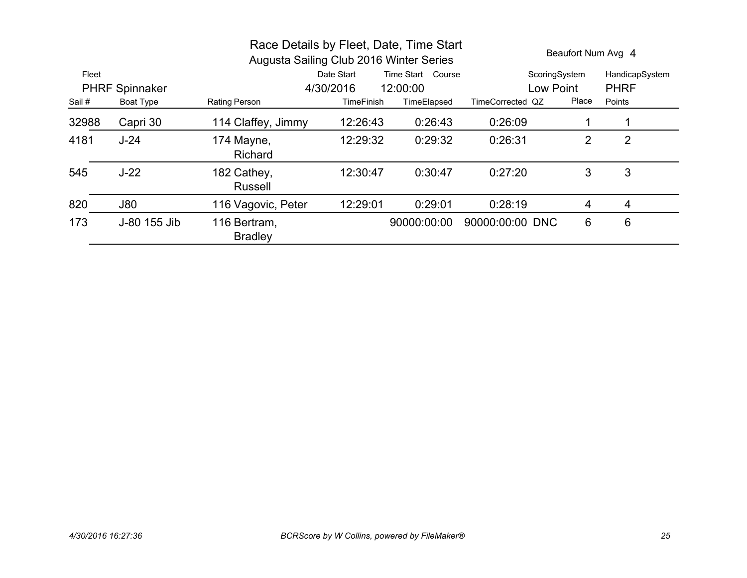# Race Details by Fleet, Date, Time Start

## Augusta Sailing Club 2016 Winter Series

Beaufort Num Avg 4

| Fleet | Date Start | Time Start | Course | ScoringSystem | HandicapSystem |
|---|---|---|---|---|---|
| PHRF Spinnaker | 4/30/2016 | 12:00:00 | | Low Point | PHRF |

| Sail # | Boat Type | Rating | Person | TimeFinish | TimeElapsed | TimeCorrected | QZ | Place | Points |
|---|---|---|---|---|---|---|---|---|---|
| 32988 | Capri 30 | 114 | Claffey, Jimmy | 12:26:43 | 0:26:43 | 0:26:09 | | 1 | 1 |
| 4181 | J-24 | 174 | Mayne, Richard | 12:29:32 | 0:29:32 | 0:26:31 | | 2 | 2 |
| 545 | J-22 | 182 | Cathey, Russell | 12:30:47 | 0:30:47 | 0:27:20 | | 3 | 3 |
| 820 | J80 | 116 | Vagovic, Peter | 12:29:01 | 0:29:01 | 0:28:19 | | 4 | 4 |
| 173 | J-80 155 Jib | 116 | Bertram, Bradley | | 90000:00:00 | 90000:00:00 | DNC | 6 | 6 |

*4/30/2016 16:27:36* *BCRScore by W Collins, powered by FileMaker®*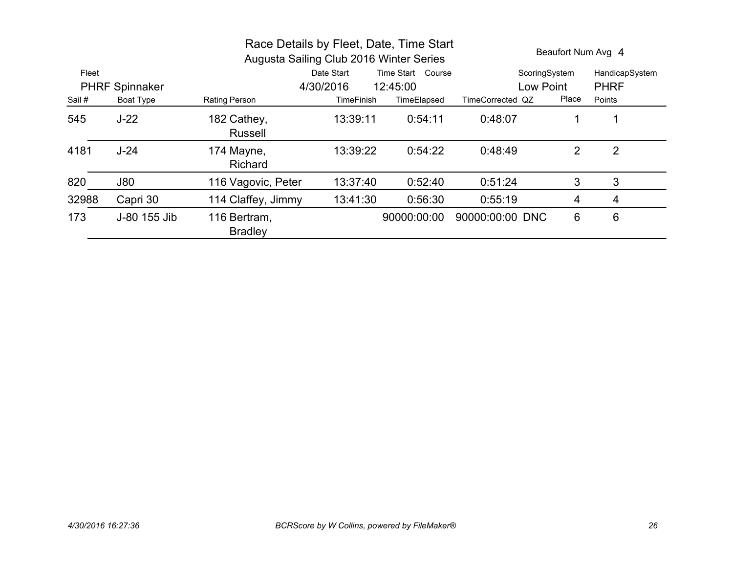# Race Details by Fleet, Date, Time Start

## Augusta Sailing Club 2016 Winter Series

Beaufort Num Avg 4

| Fleet | Date Start | Time Start | Course | ScoringSystem | HandicapSystem |
|---|---|---|---|---|---|
| PHRF Spinnaker | 4/30/2016 | 12:45:00 | | Low Point | PHRF |

| Sail # | Boat Type | Rating | Person | TimeFinish | TimeElapsed | TimeCorrected | QZ | Place | Points |
|---|---|---|---|---|---|---|---|---|---|
| 545 | J-22 | 182 | Cathey, Russell | 13:39:11 | 0:54:11 | 0:48:07 | | 1 | 1 |
| 4181 | J-24 | 174 | Mayne, Richard | 13:39:22 | 0:54:22 | 0:48:49 | | 2 | 2 |
| 820 | J80 | 116 | Vagovic, Peter | 13:37:40 | 0:52:40 | 0:51:24 | | 3 | 3 |
| 32988 | Capri 30 | 114 | Claffey, Jimmy | 13:41:30 | 0:56:30 | 0:55:19 | | 4 | 4 |
| 173 | J-80 155 Jib | 116 | Bertram, Bradley | | 90000:00:00 | 90000:00:00 | DNC | 6 | 6 |

*4/30/2016 16:27:36* *BCRScore by W Collins, powered by FileMaker®*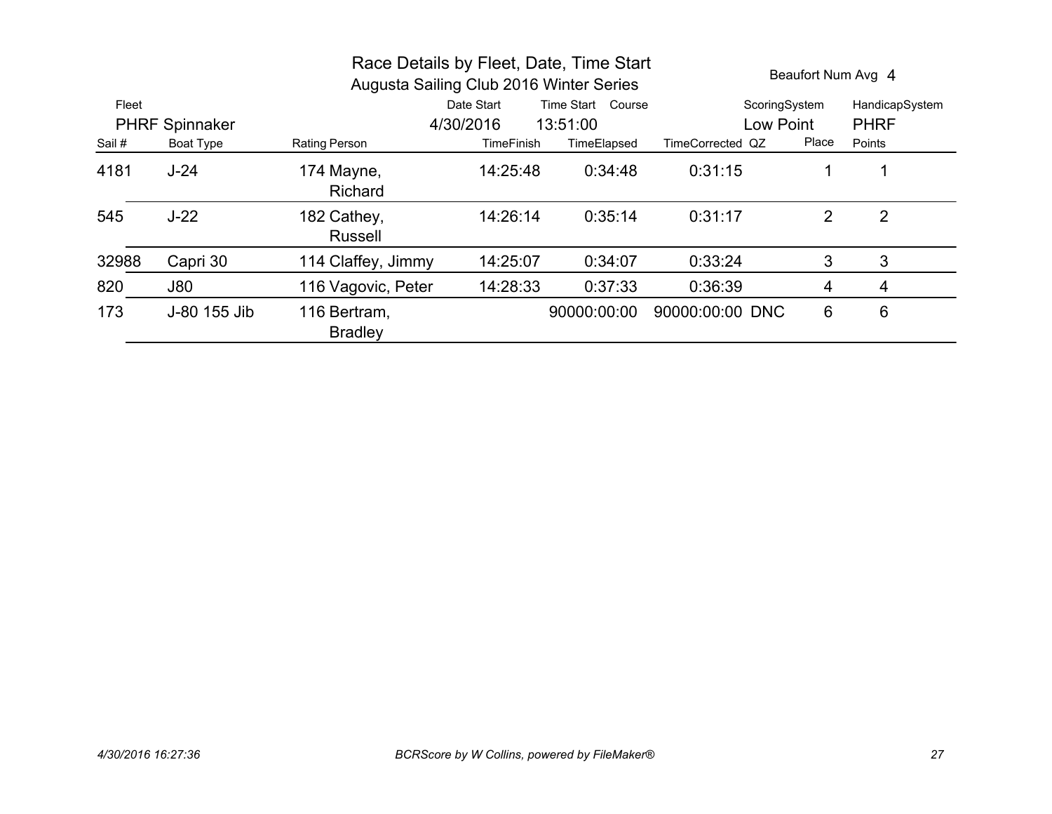# Race Details by Fleet, Date, Time Start

## Augusta Sailing Club 2016 Winter Series

Beaufort Num Avg 4

| Fleet | Date Start | Time Start | Course | ScoringSystem | HandicapSystem |
|---|---|---|---|---|---|
| PHRF Spinnaker | 4/30/2016 | 13:51:00 | | Low Point | PHRF |

| Sail # | Boat Type | Rating | Person | TimeFinish | TimeElapsed | TimeCorrected | QZ | Place | Points |
|---|---|---|---|---|---|---|---|---|---|
| 4181 | J-24 | 174 | Mayne, Richard | 14:25:48 | 0:34:48 | 0:31:15 | | 1 | 1 |
| 545 | J-22 | 182 | Cathey, Russell | 14:26:14 | 0:35:14 | 0:31:17 | | 2 | 2 |
| 32988 | Capri 30 | 114 | Claffey, Jimmy | 14:25:07 | 0:34:07 | 0:33:24 | | 3 | 3 |
| 820 | J80 | 116 | Vagovic, Peter | 14:28:33 | 0:37:33 | 0:36:39 | | 4 | 4 |
| 173 | J-80 155 Jib | 116 | Bertram, Bradley | | 90000:00:00 | 90000:00:00 | DNC | 6 | 6 |

*4/30/2016 16:27:36* — *BCRScore by W Collins, powered by FileMaker®*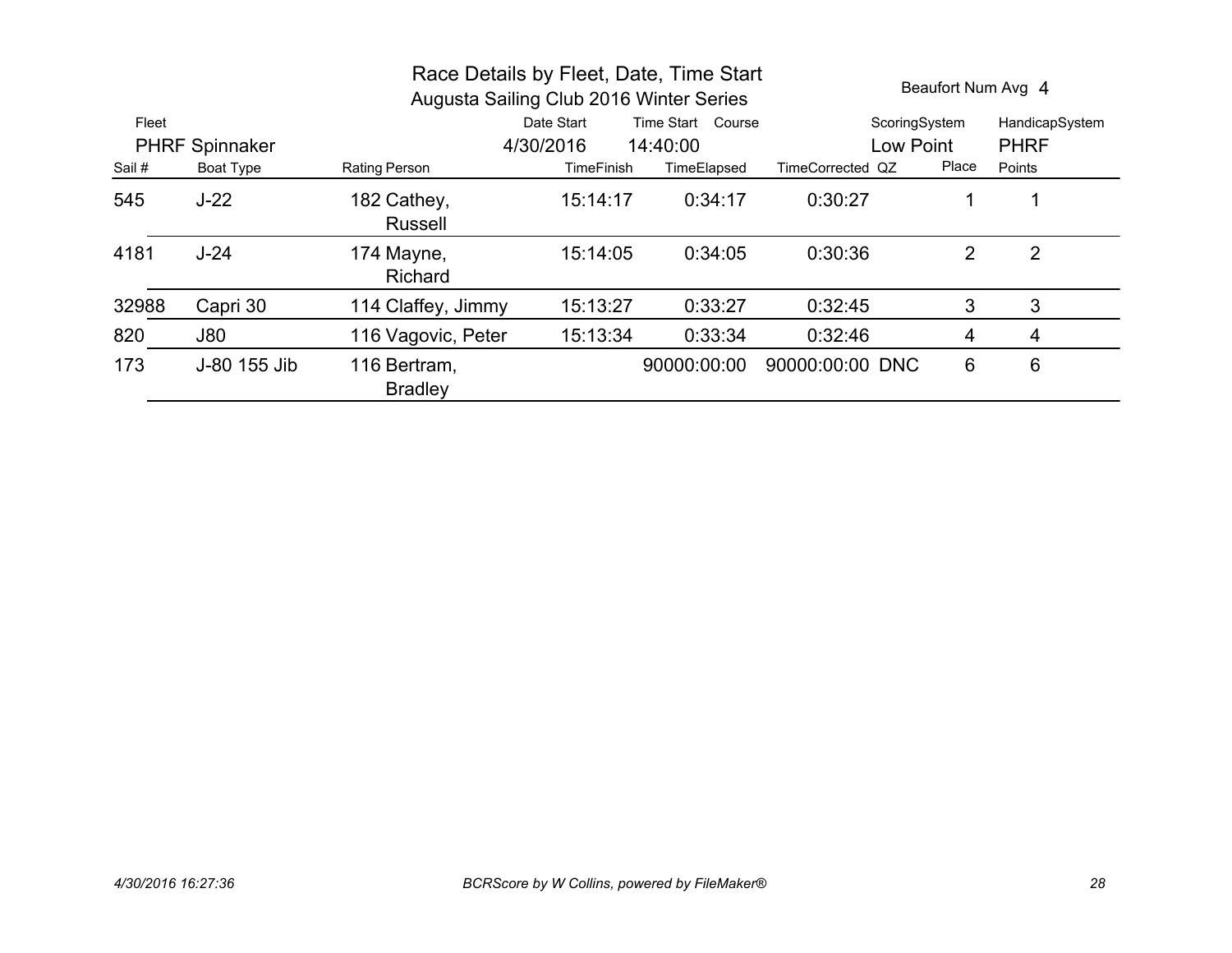# Race Details by Fleet, Date, Time Start

## Augusta Sailing Club 2016 Winter Series

Beaufort Num Avg 4

| Fleet | Date Start | Time Start | Course | ScoringSystem | HandicapSystem |
|---|---|---|---|---|---|
| PHRF Spinnaker | 4/30/2016 | 14:40:00 | | Low Point | PHRF |

| Sail # | Boat Type | Rating | Person | TimeFinish | TimeElapsed | TimeCorrected | QZ | Place | Points |
|---|---|---|---|---|---|---|---|---|---|
| 545 | J-22 | 182 | Cathey, Russell | 15:14:17 | 0:34:17 | 0:30:27 | | 1 | 1 |
| 4181 | J-24 | 174 | Mayne, Richard | 15:14:05 | 0:34:05 | 0:30:36 | | 2 | 2 |
| 32988 | Capri 30 | 114 | Claffey, Jimmy | 15:13:27 | 0:33:27 | 0:32:45 | | 3 | 3 |
| 820 | J80 | 116 | Vagovic, Peter | 15:13:34 | 0:33:34 | 0:32:46 | | 4 | 4 |
| 173 | J-80 155 Jib | 116 | Bertram, Bradley | | 90000:00:00 | 90000:00:00 | DNC | 6 | 6 |

*4/30/2016 16:27:36*

*BCRScore by W Collins, powered by FileMaker®*